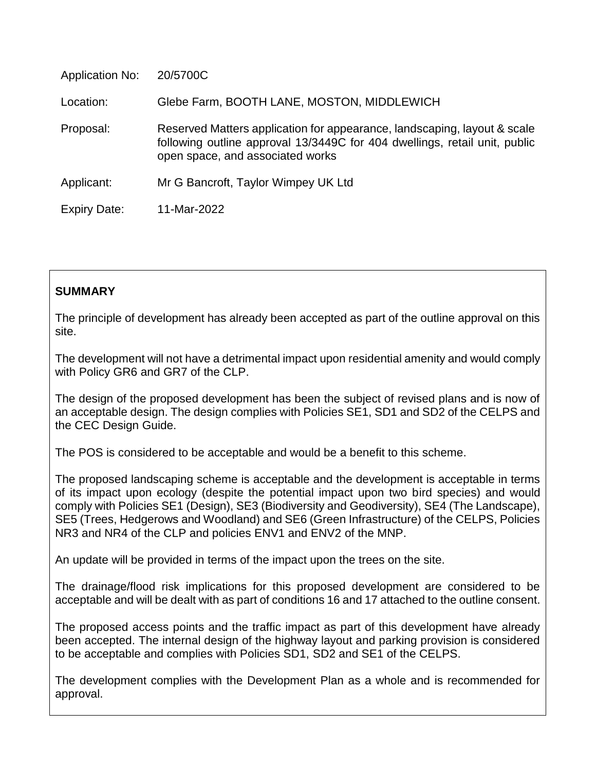| | |
|---|---|
| Application No: | 20/5700C |
| Location: | Glebe Farm, BOOTH LANE, MOSTON, MIDDLEWICH |
| Proposal: | Reserved Matters application for appearance, landscaping, layout & scale following outline approval 13/3449C for 404 dwellings, retail unit, public open space, and associated works |
| Applicant: | Mr G Bancroft, Taylor Wimpey UK Ltd |
| Expiry Date: | 11-Mar-2022 |

## SUMMARY

The principle of development has already been accepted as part of the outline approval on this site.

The development will not have a detrimental impact upon residential amenity and would comply with Policy GR6 and GR7 of the CLP.

The design of the proposed development has been the subject of revised plans and is now of an acceptable design. The design complies with Policies SE1, SD1 and SD2 of the CELPS and the CEC Design Guide.

The POS is considered to be acceptable and would be a benefit to this scheme.

The proposed landscaping scheme is acceptable and the development is acceptable in terms of its impact upon ecology (despite the potential impact upon two bird species) and would comply with Policies SE1 (Design), SE3 (Biodiversity and Geodiversity), SE4 (The Landscape), SE5 (Trees, Hedgerows and Woodland) and SE6 (Green Infrastructure) of the CELPS, Policies NR3 and NR4 of the CLP and policies ENV1 and ENV2 of the MNP.

An update will be provided in terms of the impact upon the trees on the site.

The drainage/flood risk implications for this proposed development are considered to be acceptable and will be dealt with as part of conditions 16 and 17 attached to the outline consent.

The proposed access points and the traffic impact as part of this development have already been accepted. The internal design of the highway layout and parking provision is considered to be acceptable and complies with Policies SD1, SD2 and SE1 of the CELPS.

The development complies with the Development Plan as a whole and is recommended for approval.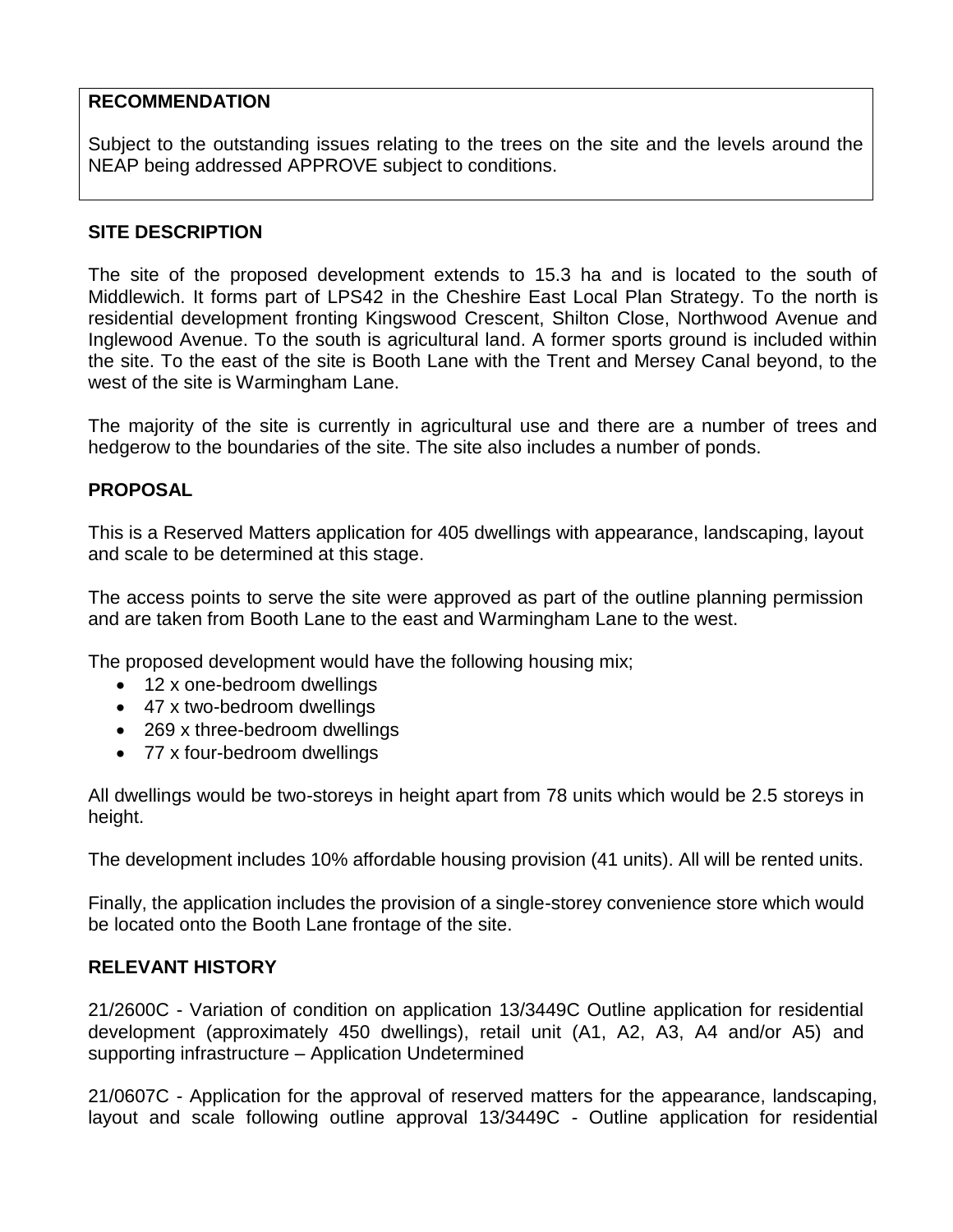**RECOMMENDATION**

Subject to the outstanding issues relating to the trees on the site and the levels around the NEAP being addressed APPROVE subject to conditions.

## SITE DESCRIPTION

The site of the proposed development extends to 15.3 ha and is located to the south of Middlewich. It forms part of LPS42 in the Cheshire East Local Plan Strategy. To the north is residential development fronting Kingswood Crescent, Shilton Close, Northwood Avenue and Inglewood Avenue. To the south is agricultural land. A former sports ground is included within the site. To the east of the site is Booth Lane with the Trent and Mersey Canal beyond, to the west of the site is Warmingham Lane.

The majority of the site is currently in agricultural use and there are a number of trees and hedgerow to the boundaries of the site. The site also includes a number of ponds.

## PROPOSAL

This is a Reserved Matters application for 405 dwellings with appearance, landscaping, layout and scale to be determined at this stage.

The access points to serve the site were approved as part of the outline planning permission and are taken from Booth Lane to the east and Warmingham Lane to the west.

The proposed development would have the following housing mix;

- 12 x one-bedroom dwellings
- 47 x two-bedroom dwellings
- 269 x three-bedroom dwellings
- 77 x four-bedroom dwellings

All dwellings would be two-storeys in height apart from 78 units which would be 2.5 storeys in height.

The development includes 10% affordable housing provision (41 units). All will be rented units.

Finally, the application includes the provision of a single-storey convenience store which would be located onto the Booth Lane frontage of the site.

## RELEVANT HISTORY

21/2600C - Variation of condition on application 13/3449C Outline application for residential development (approximately 450 dwellings), retail unit (A1, A2, A3, A4 and/or A5) and supporting infrastructure – Application Undetermined

21/0607C - Application for the approval of reserved matters for the appearance, landscaping, layout and scale following outline approval 13/3449C - Outline application for residential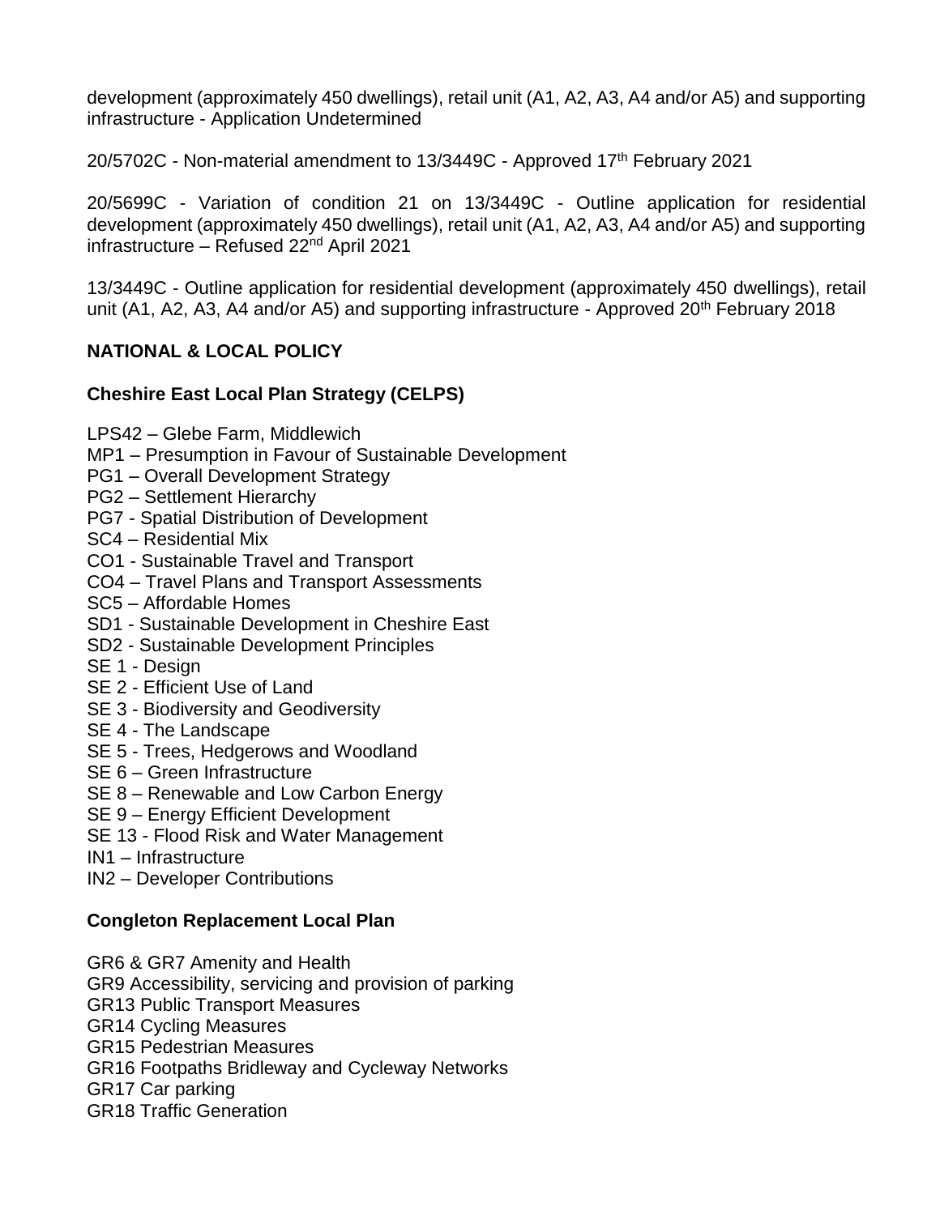development (approximately 450 dwellings), retail unit (A1, A2, A3, A4 and/or A5) and supporting infrastructure - Application Undetermined

20/5702C - Non-material amendment to 13/3449C - Approved 17th February 2021

20/5699C - Variation of condition 21 on 13/3449C - Outline application for residential development (approximately 450 dwellings), retail unit (A1, A2, A3, A4 and/or A5) and supporting infrastructure – Refused 22nd April 2021

13/3449C - Outline application for residential development (approximately 450 dwellings), retail unit (A1, A2, A3, A4 and/or A5) and supporting infrastructure - Approved 20th February 2018

## NATIONAL & LOCAL POLICY

### Cheshire East Local Plan Strategy (CELPS)

LPS42 – Glebe Farm, Middlewich
MP1 – Presumption in Favour of Sustainable Development
PG1 – Overall Development Strategy
PG2 – Settlement Hierarchy
PG7 - Spatial Distribution of Development
SC4 – Residential Mix
CO1 - Sustainable Travel and Transport
CO4 – Travel Plans and Transport Assessments
SC5 – Affordable Homes
SD1 - Sustainable Development in Cheshire East
SD2 - Sustainable Development Principles
SE 1 - Design
SE 2 - Efficient Use of Land
SE 3 - Biodiversity and Geodiversity
SE 4 - The Landscape
SE 5 - Trees, Hedgerows and Woodland
SE 6 – Green Infrastructure
SE 8 – Renewable and Low Carbon Energy
SE 9 – Energy Efficient Development
SE 13 - Flood Risk and Water Management
IN1 – Infrastructure
IN2 – Developer Contributions

### Congleton Replacement Local Plan

GR6 & GR7 Amenity and Health
GR9 Accessibility, servicing and provision of parking
GR13 Public Transport Measures
GR14 Cycling Measures
GR15 Pedestrian Measures
GR16 Footpaths Bridleway and Cycleway Networks
GR17 Car parking
GR18 Traffic Generation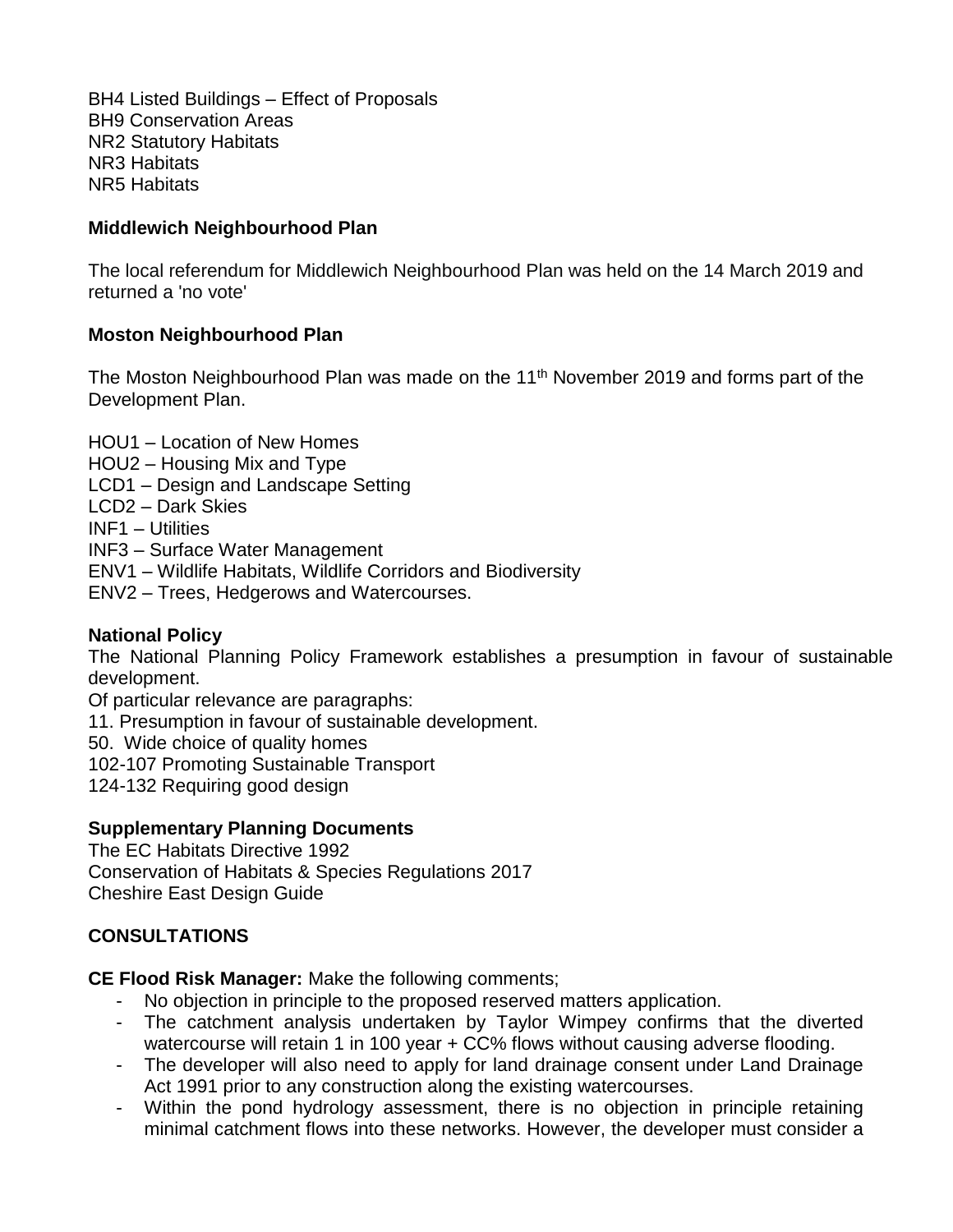BH4 Listed Buildings – Effect of Proposals
BH9 Conservation Areas
NR2 Statutory Habitats
NR3 Habitats
NR5 Habitats

**Middlewich Neighbourhood Plan**

The local referendum for Middlewich Neighbourhood Plan was held on the 14 March 2019 and returned a 'no vote'

**Moston Neighbourhood Plan**

The Moston Neighbourhood Plan was made on the 11th November 2019 and forms part of the Development Plan.

HOU1 – Location of New Homes
HOU2 – Housing Mix and Type
LCD1 – Design and Landscape Setting
LCD2 – Dark Skies
INF1 – Utilities
INF3 – Surface Water Management
ENV1 – Wildlife Habitats, Wildlife Corridors and Biodiversity
ENV2 – Trees, Hedgerows and Watercourses.

**National Policy**

The National Planning Policy Framework establishes a presumption in favour of sustainable development.
Of particular relevance are paragraphs:
11. Presumption in favour of sustainable development.
50. Wide choice of quality homes
102-107 Promoting Sustainable Transport
124-132 Requiring good design

**Supplementary Planning Documents**

The EC Habitats Directive 1992
Conservation of Habitats & Species Regulations 2017
Cheshire East Design Guide

**CONSULTATIONS**

**CE Flood Risk Manager:** Make the following comments;

- No objection in principle to the proposed reserved matters application.
- The catchment analysis undertaken by Taylor Wimpey confirms that the diverted watercourse will retain 1 in 100 year + CC% flows without causing adverse flooding.
- The developer will also need to apply for land drainage consent under Land Drainage Act 1991 prior to any construction along the existing watercourses.
- Within the pond hydrology assessment, there is no objection in principle retaining minimal catchment flows into these networks. However, the developer must consider a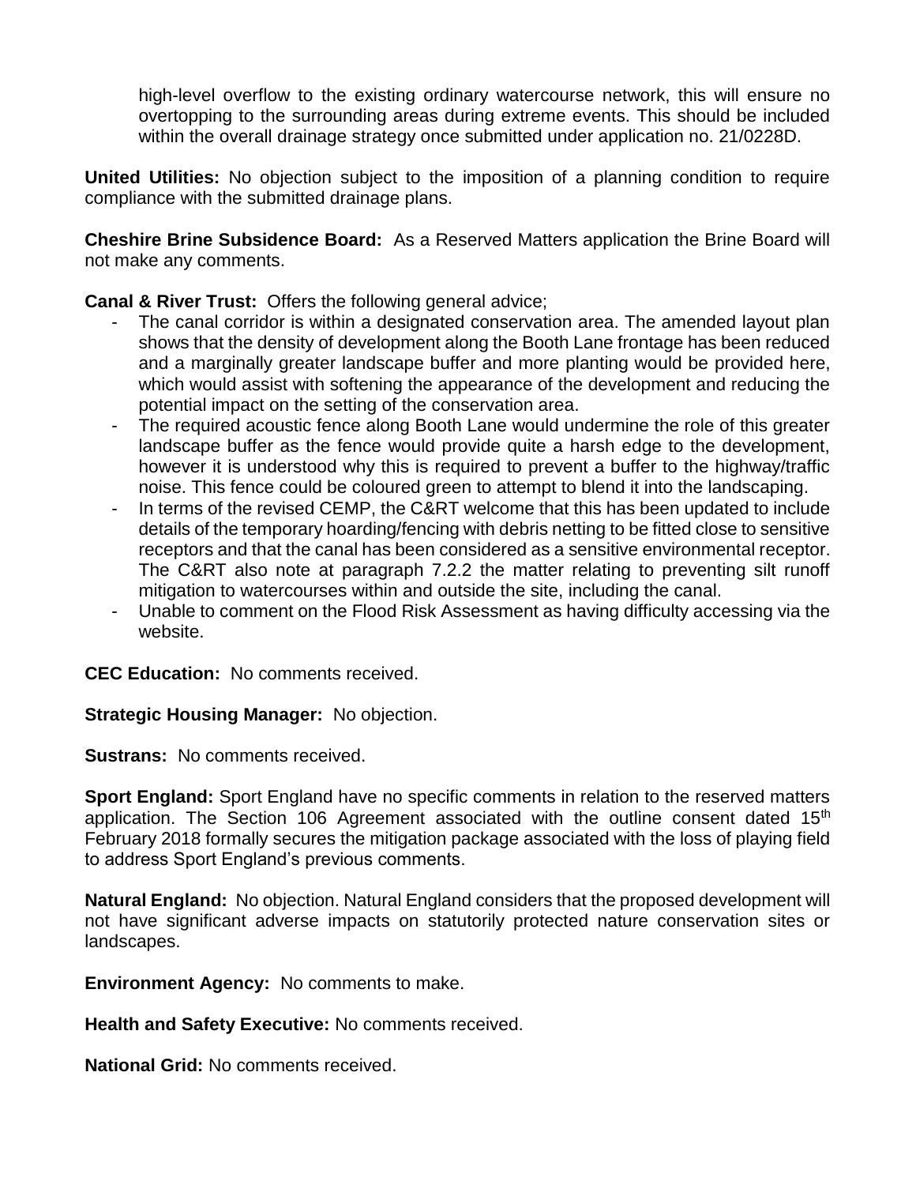high-level overflow to the existing ordinary watercourse network, this will ensure no overtopping to the surrounding areas during extreme events. This should be included within the overall drainage strategy once submitted under application no. 21/0228D.

**United Utilities:** No objection subject to the imposition of a planning condition to require compliance with the submitted drainage plans.

**Cheshire Brine Subsidence Board:** As a Reserved Matters application the Brine Board will not make any comments.

**Canal & River Trust:** Offers the following general advice;

- The canal corridor is within a designated conservation area. The amended layout plan shows that the density of development along the Booth Lane frontage has been reduced and a marginally greater landscape buffer and more planting would be provided here, which would assist with softening the appearance of the development and reducing the potential impact on the setting of the conservation area.
- The required acoustic fence along Booth Lane would undermine the role of this greater landscape buffer as the fence would provide quite a harsh edge to the development, however it is understood why this is required to prevent a buffer to the highway/traffic noise. This fence could be coloured green to attempt to blend it into the landscaping.
- In terms of the revised CEMP, the C&RT welcome that this has been updated to include details of the temporary hoarding/fencing with debris netting to be fitted close to sensitive receptors and that the canal has been considered as a sensitive environmental receptor. The C&RT also note at paragraph 7.2.2 the matter relating to preventing silt runoff mitigation to watercourses within and outside the site, including the canal.
- Unable to comment on the Flood Risk Assessment as having difficulty accessing via the website.

**CEC Education:** No comments received.

**Strategic Housing Manager:** No objection.

**Sustrans:** No comments received.

**Sport England:** Sport England have no specific comments in relation to the reserved matters application. The Section 106 Agreement associated with the outline consent dated 15th February 2018 formally secures the mitigation package associated with the loss of playing field to address Sport England's previous comments.

**Natural England:** No objection. Natural England considers that the proposed development will not have significant adverse impacts on statutorily protected nature conservation sites or landscapes.

**Environment Agency:** No comments to make.

**Health and Safety Executive:** No comments received.

**National Grid:** No comments received.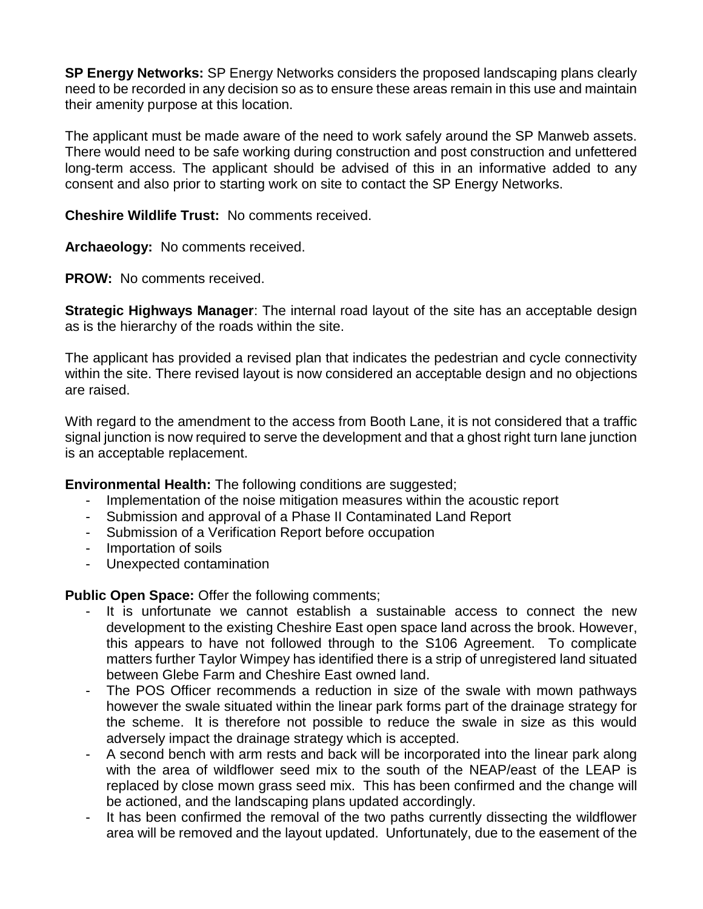**SP Energy Networks:** SP Energy Networks considers the proposed landscaping plans clearly need to be recorded in any decision so as to ensure these areas remain in this use and maintain their amenity purpose at this location.

The applicant must be made aware of the need to work safely around the SP Manweb assets. There would need to be safe working during construction and post construction and unfettered long-term access. The applicant should be advised of this in an informative added to any consent and also prior to starting work on site to contact the SP Energy Networks.

**Cheshire Wildlife Trust:** No comments received.

**Archaeology:** No comments received.

**PROW:** No comments received.

**Strategic Highways Manager**: The internal road layout of the site has an acceptable design as is the hierarchy of the roads within the site.

The applicant has provided a revised plan that indicates the pedestrian and cycle connectivity within the site. There revised layout is now considered an acceptable design and no objections are raised.

With regard to the amendment to the access from Booth Lane, it is not considered that a traffic signal junction is now required to serve the development and that a ghost right turn lane junction is an acceptable replacement.

**Environmental Health:** The following conditions are suggested;

- Implementation of the noise mitigation measures within the acoustic report
- Submission and approval of a Phase II Contaminated Land Report
- Submission of a Verification Report before occupation
- Importation of soils
- Unexpected contamination

**Public Open Space:** Offer the following comments;

- It is unfortunate we cannot establish a sustainable access to connect the new development to the existing Cheshire East open space land across the brook. However, this appears to have not followed through to the S106 Agreement. To complicate matters further Taylor Wimpey has identified there is a strip of unregistered land situated between Glebe Farm and Cheshire East owned land.
- The POS Officer recommends a reduction in size of the swale with mown pathways however the swale situated within the linear park forms part of the drainage strategy for the scheme. It is therefore not possible to reduce the swale in size as this would adversely impact the drainage strategy which is accepted.
- A second bench with arm rests and back will be incorporated into the linear park along with the area of wildflower seed mix to the south of the NEAP/east of the LEAP is replaced by close mown grass seed mix. This has been confirmed and the change will be actioned, and the landscaping plans updated accordingly.
- It has been confirmed the removal of the two paths currently dissecting the wildflower area will be removed and the layout updated. Unfortunately, due to the easement of the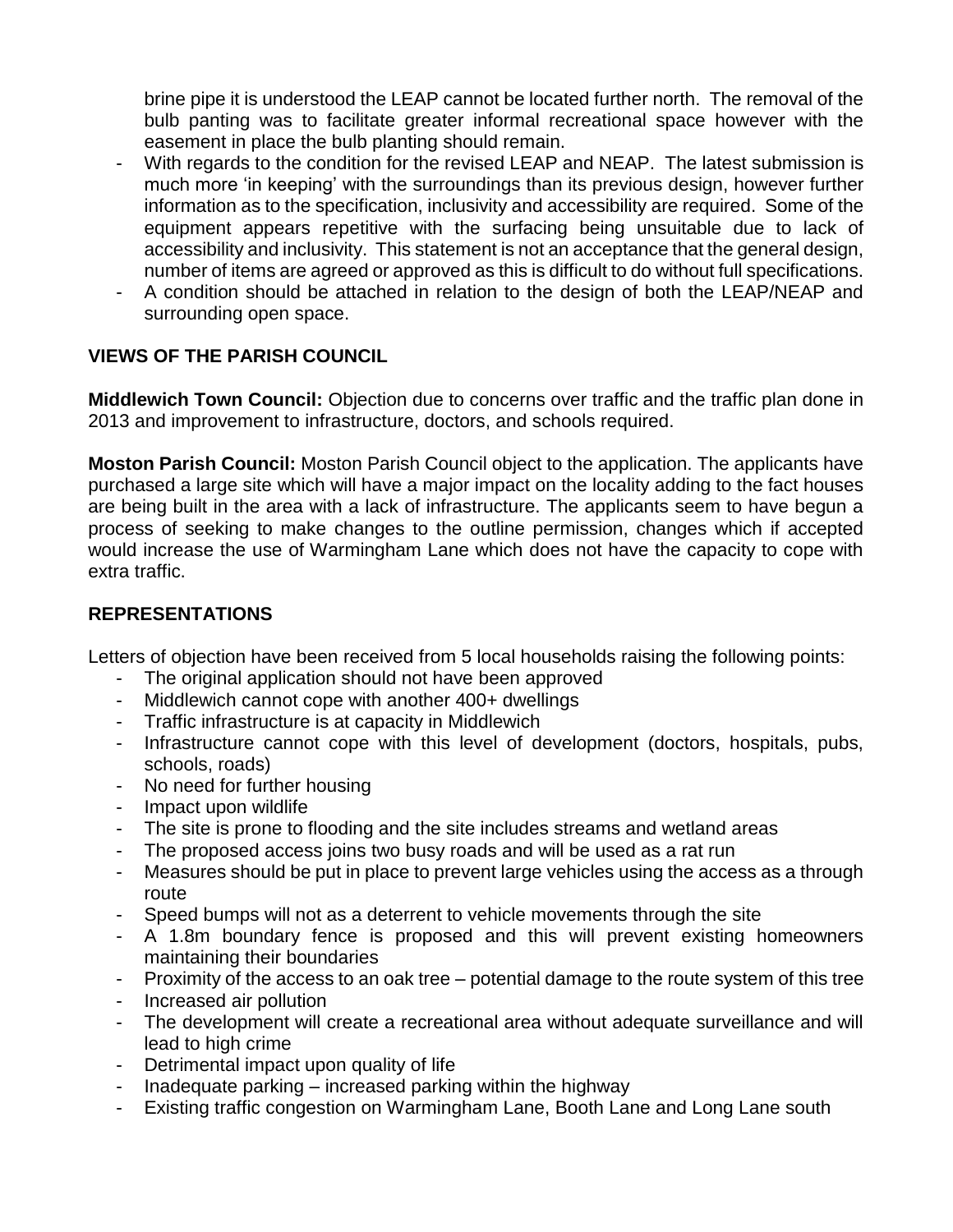brine pipe it is understood the LEAP cannot be located further north. The removal of the bulb panting was to facilitate greater informal recreational space however with the easement in place the bulb planting should remain.

- With regards to the condition for the revised LEAP and NEAP. The latest submission is much more 'in keeping' with the surroundings than its previous design, however further information as to the specification, inclusivity and accessibility are required. Some of the equipment appears repetitive with the surfacing being unsuitable due to lack of accessibility and inclusivity. This statement is not an acceptance that the general design, number of items are agreed or approved as this is difficult to do without full specifications.
- A condition should be attached in relation to the design of both the LEAP/NEAP and surrounding open space.

## VIEWS OF THE PARISH COUNCIL

**Middlewich Town Council:** Objection due to concerns over traffic and the traffic plan done in 2013 and improvement to infrastructure, doctors, and schools required.

**Moston Parish Council:** Moston Parish Council object to the application. The applicants have purchased a large site which will have a major impact on the locality adding to the fact houses are being built in the area with a lack of infrastructure. The applicants seem to have begun a process of seeking to make changes to the outline permission, changes which if accepted would increase the use of Warmingham Lane which does not have the capacity to cope with extra traffic.

## REPRESENTATIONS

Letters of objection have been received from 5 local households raising the following points:

- The original application should not have been approved
- Middlewich cannot cope with another 400+ dwellings
- Traffic infrastructure is at capacity in Middlewich
- Infrastructure cannot cope with this level of development (doctors, hospitals, pubs, schools, roads)
- No need for further housing
- Impact upon wildlife
- The site is prone to flooding and the site includes streams and wetland areas
- The proposed access joins two busy roads and will be used as a rat run
- Measures should be put in place to prevent large vehicles using the access as a through route
- Speed bumps will not as a deterrent to vehicle movements through the site
- A 1.8m boundary fence is proposed and this will prevent existing homeowners maintaining their boundaries
- Proximity of the access to an oak tree – potential damage to the route system of this tree
- Increased air pollution
- The development will create a recreational area without adequate surveillance and will lead to high crime
- Detrimental impact upon quality of life
- Inadequate parking – increased parking within the highway
- Existing traffic congestion on Warmingham Lane, Booth Lane and Long Lane south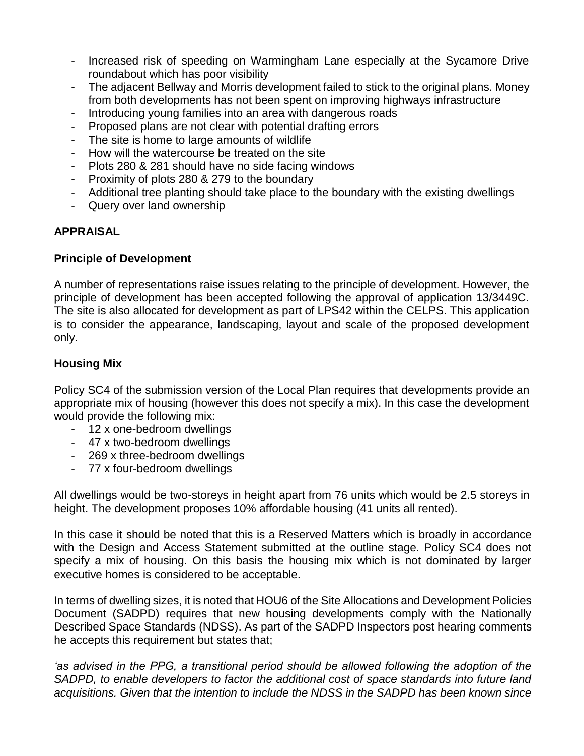- Increased risk of speeding on Warmingham Lane especially at the Sycamore Drive roundabout which has poor visibility
- The adjacent Bellway and Morris development failed to stick to the original plans. Money from both developments has not been spent on improving highways infrastructure
- Introducing young families into an area with dangerous roads
- Proposed plans are not clear with potential drafting errors
- The site is home to large amounts of wildlife
- How will the watercourse be treated on the site
- Plots 280 & 281 should have no side facing windows
- Proximity of plots 280 & 279 to the boundary
- Additional tree planting should take place to the boundary with the existing dwellings
- Query over land ownership

## APPRAISAL

### Principle of Development

A number of representations raise issues relating to the principle of development. However, the principle of development has been accepted following the approval of application 13/3449C. The site is also allocated for development as part of LPS42 within the CELPS. This application is to consider the appearance, landscaping, layout and scale of the proposed development only.

### Housing Mix

Policy SC4 of the submission version of the Local Plan requires that developments provide an appropriate mix of housing (however this does not specify a mix). In this case the development would provide the following mix:

- 12 x one-bedroom dwellings
- 47 x two-bedroom dwellings
- 269 x three-bedroom dwellings
- 77 x four-bedroom dwellings

All dwellings would be two-storeys in height apart from 76 units which would be 2.5 storeys in height. The development proposes 10% affordable housing (41 units all rented).

In this case it should be noted that this is a Reserved Matters which is broadly in accordance with the Design and Access Statement submitted at the outline stage. Policy SC4 does not specify a mix of housing. On this basis the housing mix which is not dominated by larger executive homes is considered to be acceptable.

In terms of dwelling sizes, it is noted that HOU6 of the Site Allocations and Development Policies Document (SADPD) requires that new housing developments comply with the Nationally Described Space Standards (NDSS). As part of the SADPD Inspectors post hearing comments he accepts this requirement but states that;

*'as advised in the PPG, a transitional period should be allowed following the adoption of the SADPD, to enable developers to factor the additional cost of space standards into future land acquisitions. Given that the intention to include the NDSS in the SADPD has been known since*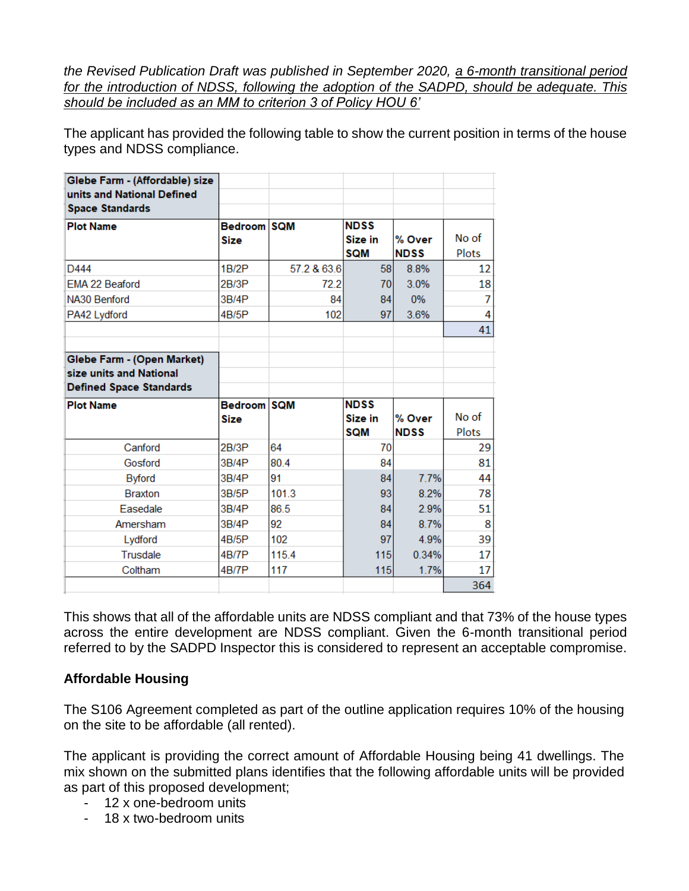*the Revised Publication Draft was published in September 2020, a 6-month transitional period for the introduction of NDSS, following the adoption of the SADPD, should be adequate. This should be included as an MM to criterion 3 of Policy HOU 6'*

The applicant has provided the following table to show the current position in terms of the house types and NDSS compliance.

| Glebe Farm - (Affordable) size units and National Defined Space Standards | | | | | |
|---|---|---|---|---|---|
| **Plot Name** | **Bedroom Size** | **SQM** | **NDSS Size in SQM** | **% Over NDSS** | **No of Plots** |
| D444 | 1B/2P | 57.2 & 63.6 | 58 | 8.8% | 12 |
| EMA 22 Beaford | 2B/3P | 72.2 | 70 | 3.0% | 18 |
| NA30 Benford | 3B/4P | 84 | 84 | 0% | 7 |
| PA42 Lydford | 4B/5P | 102 | 97 | 3.6% | 4 |
| | | | | | 41 |

| Glebe Farm - (Open Market) size units and National Defined Space Standards | | | | | |
|---|---|---|---|---|---|
| **Plot Name** | **Bedroom Size** | **SQM** | **NDSS Size in SQM** | **% Over NDSS** | **No of Plots** |
| Canford | 2B/3P | 64 | 70 | | 29 |
| Gosford | 3B/4P | 80.4 | 84 | | 81 |
| Byford | 3B/4P | 91 | 84 | 7.7% | 44 |
| Braxton | 3B/5P | 101.3 | 93 | 8.2% | 78 |
| Easedale | 3B/4P | 86.5 | 84 | 2.9% | 51 |
| Amersham | 3B/4P | 92 | 84 | 8.7% | 8 |
| Lydford | 4B/5P | 102 | 97 | 4.9% | 39 |
| Trusdale | 4B/7P | 115.4 | 115 | 0.34% | 17 |
| Coltham | 4B/7P | 117 | 115 | 1.7% | 17 |
| | | | | | 364 |

This shows that all of the affordable units are NDSS compliant and that 73% of the house types across the entire development are NDSS compliant. Given the 6-month transitional period referred to by the SADPD Inspector this is considered to represent an acceptable compromise.

### Affordable Housing

The S106 Agreement completed as part of the outline application requires 10% of the housing on the site to be affordable (all rented).

The applicant is providing the correct amount of Affordable Housing being 41 dwellings. The mix shown on the submitted plans identifies that the following affordable units will be provided as part of this proposed development;

- 12 x one-bedroom units
- 18 x two-bedroom units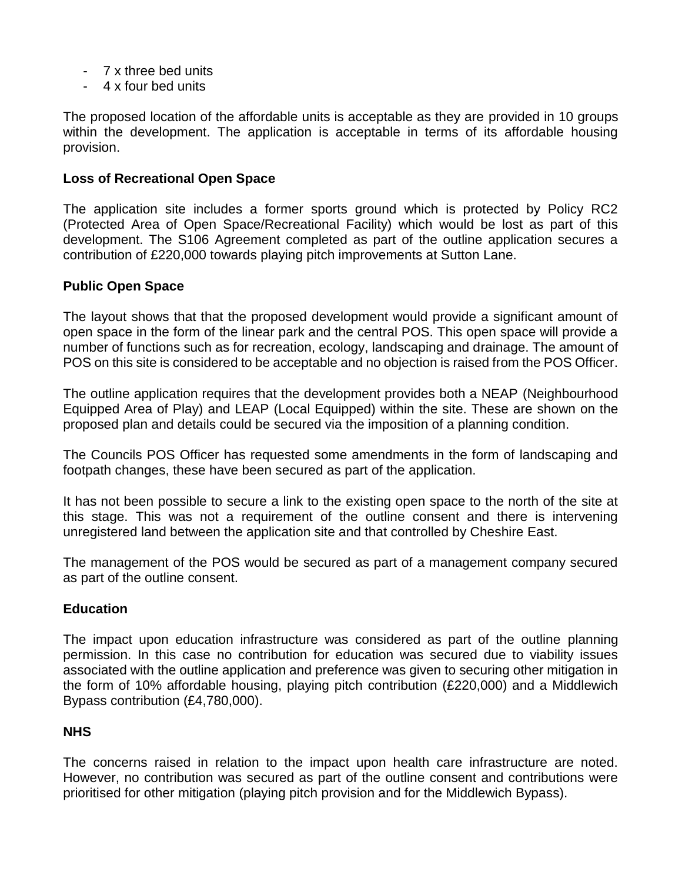- 7 x three bed units
- 4 x four bed units

The proposed location of the affordable units is acceptable as they are provided in 10 groups within the development. The application is acceptable in terms of its affordable housing provision.

**Loss of Recreational Open Space**

The application site includes a former sports ground which is protected by Policy RC2 (Protected Area of Open Space/Recreational Facility) which would be lost as part of this development. The S106 Agreement completed as part of the outline application secures a contribution of £220,000 towards playing pitch improvements at Sutton Lane.

**Public Open Space**

The layout shows that that the proposed development would provide a significant amount of open space in the form of the linear park and the central POS. This open space will provide a number of functions such as for recreation, ecology, landscaping and drainage. The amount of POS on this site is considered to be acceptable and no objection is raised from the POS Officer.

The outline application requires that the development provides both a NEAP (Neighbourhood Equipped Area of Play) and LEAP (Local Equipped) within the site. These are shown on the proposed plan and details could be secured via the imposition of a planning condition.

The Councils POS Officer has requested some amendments in the form of landscaping and footpath changes, these have been secured as part of the application.

It has not been possible to secure a link to the existing open space to the north of the site at this stage. This was not a requirement of the outline consent and there is intervening unregistered land between the application site and that controlled by Cheshire East.

The management of the POS would be secured as part of a management company secured as part of the outline consent.

**Education**

The impact upon education infrastructure was considered as part of the outline planning permission. In this case no contribution for education was secured due to viability issues associated with the outline application and preference was given to securing other mitigation in the form of 10% affordable housing, playing pitch contribution (£220,000) and a Middlewich Bypass contribution (£4,780,000).

**NHS**

The concerns raised in relation to the impact upon health care infrastructure are noted. However, no contribution was secured as part of the outline consent and contributions were prioritised for other mitigation (playing pitch provision and for the Middlewich Bypass).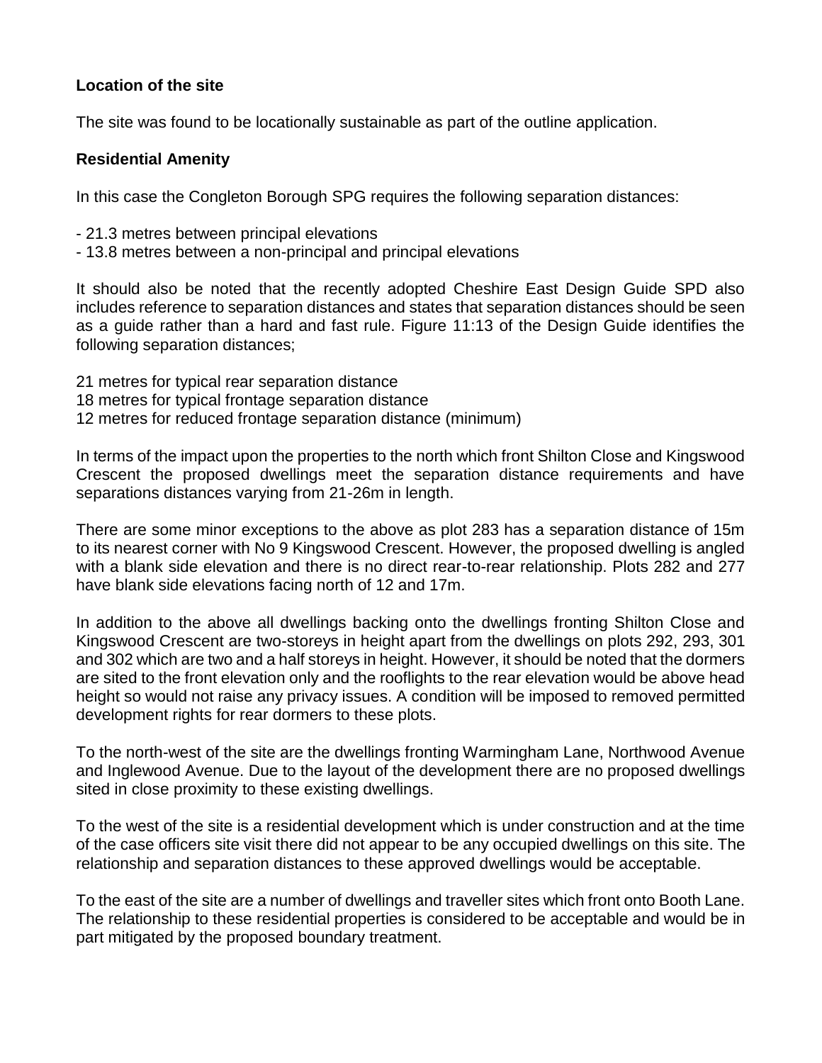**Location of the site**

The site was found to be locationally sustainable as part of the outline application.

**Residential Amenity**

In this case the Congleton Borough SPG requires the following separation distances:

- 21.3 metres between principal elevations
- 13.8 metres between a non-principal and principal elevations

It should also be noted that the recently adopted Cheshire East Design Guide SPD also includes reference to separation distances and states that separation distances should be seen as a guide rather than a hard and fast rule. Figure 11:13 of the Design Guide identifies the following separation distances;

21 metres for typical rear separation distance
18 metres for typical frontage separation distance
12 metres for reduced frontage separation distance (minimum)

In terms of the impact upon the properties to the north which front Shilton Close and Kingswood Crescent the proposed dwellings meet the separation distance requirements and have separations distances varying from 21-26m in length.

There are some minor exceptions to the above as plot 283 has a separation distance of 15m to its nearest corner with No 9 Kingswood Crescent. However, the proposed dwelling is angled with a blank side elevation and there is no direct rear-to-rear relationship. Plots 282 and 277 have blank side elevations facing north of 12 and 17m.

In addition to the above all dwellings backing onto the dwellings fronting Shilton Close and Kingswood Crescent are two-storeys in height apart from the dwellings on plots 292, 293, 301 and 302 which are two and a half storeys in height. However, it should be noted that the dormers are sited to the front elevation only and the rooflights to the rear elevation would be above head height so would not raise any privacy issues. A condition will be imposed to removed permitted development rights for rear dormers to these plots.

To the north-west of the site are the dwellings fronting Warmingham Lane, Northwood Avenue and Inglewood Avenue. Due to the layout of the development there are no proposed dwellings sited in close proximity to these existing dwellings.

To the west of the site is a residential development which is under construction and at the time of the case officers site visit there did not appear to be any occupied dwellings on this site. The relationship and separation distances to these approved dwellings would be acceptable.

To the east of the site are a number of dwellings and traveller sites which front onto Booth Lane. The relationship to these residential properties is considered to be acceptable and would be in part mitigated by the proposed boundary treatment.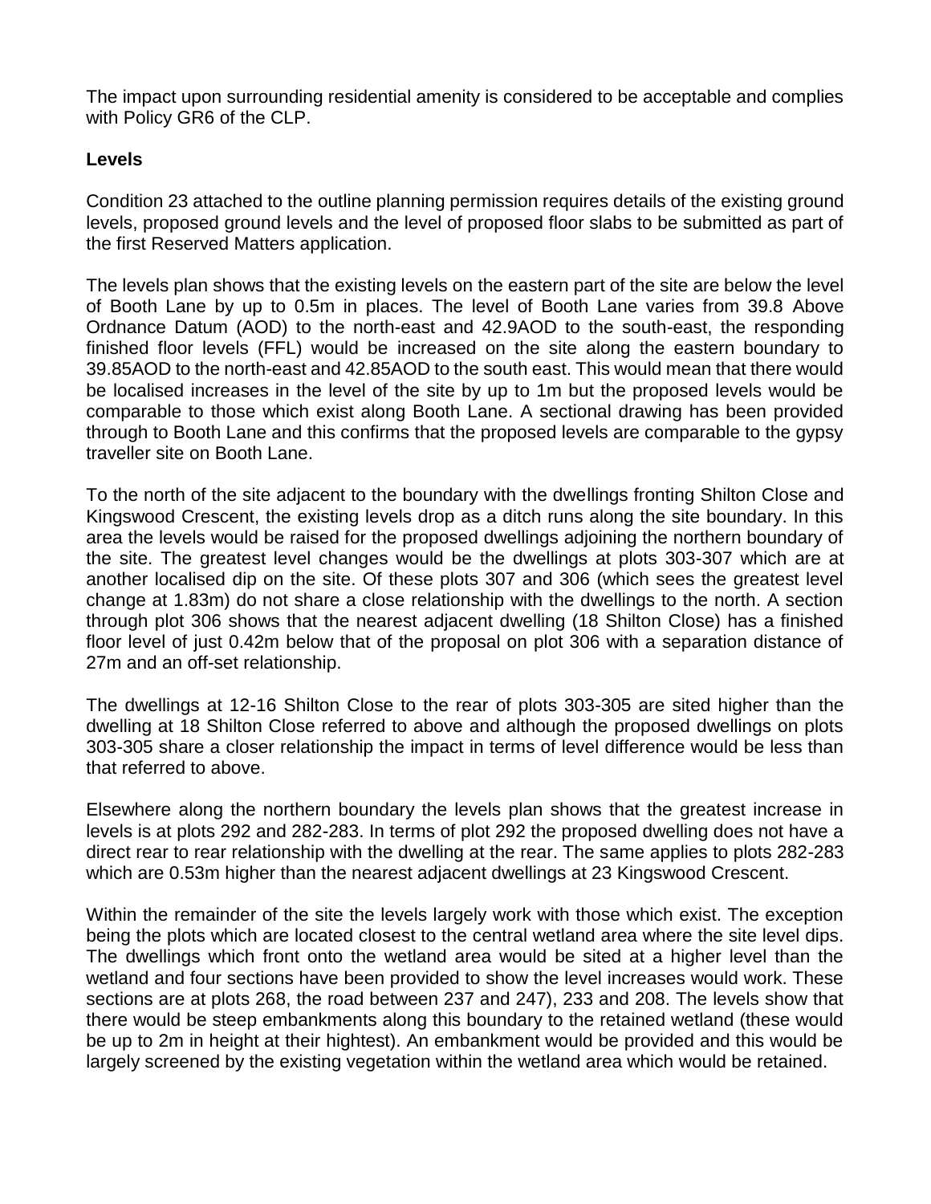The impact upon surrounding residential amenity is considered to be acceptable and complies with Policy GR6 of the CLP.

**Levels**

Condition 23 attached to the outline planning permission requires details of the existing ground levels, proposed ground levels and the level of proposed floor slabs to be submitted as part of the first Reserved Matters application.

The levels plan shows that the existing levels on the eastern part of the site are below the level of Booth Lane by up to 0.5m in places. The level of Booth Lane varies from 39.8 Above Ordnance Datum (AOD) to the north-east and 42.9AOD to the south-east, the responding finished floor levels (FFL) would be increased on the site along the eastern boundary to 39.85AOD to the north-east and 42.85AOD to the south east. This would mean that there would be localised increases in the level of the site by up to 1m but the proposed levels would be comparable to those which exist along Booth Lane. A sectional drawing has been provided through to Booth Lane and this confirms that the proposed levels are comparable to the gypsy traveller site on Booth Lane.

To the north of the site adjacent to the boundary with the dwellings fronting Shilton Close and Kingswood Crescent, the existing levels drop as a ditch runs along the site boundary. In this area the levels would be raised for the proposed dwellings adjoining the northern boundary of the site. The greatest level changes would be the dwellings at plots 303-307 which are at another localised dip on the site. Of these plots 307 and 306 (which sees the greatest level change at 1.83m) do not share a close relationship with the dwellings to the north. A section through plot 306 shows that the nearest adjacent dwelling (18 Shilton Close) has a finished floor level of just 0.42m below that of the proposal on plot 306 with a separation distance of 27m and an off-set relationship.

The dwellings at 12-16 Shilton Close to the rear of plots 303-305 are sited higher than the dwelling at 18 Shilton Close referred to above and although the proposed dwellings on plots 303-305 share a closer relationship the impact in terms of level difference would be less than that referred to above.

Elsewhere along the northern boundary the levels plan shows that the greatest increase in levels is at plots 292 and 282-283. In terms of plot 292 the proposed dwelling does not have a direct rear to rear relationship with the dwelling at the rear. The same applies to plots 282-283 which are 0.53m higher than the nearest adjacent dwellings at 23 Kingswood Crescent.

Within the remainder of the site the levels largely work with those which exist. The exception being the plots which are located closest to the central wetland area where the site level dips. The dwellings which front onto the wetland area would be sited at a higher level than the wetland and four sections have been provided to show the level increases would work. These sections are at plots 268, the road between 237 and 247), 233 and 208. The levels show that there would be steep embankments along this boundary to the retained wetland (these would be up to 2m in height at their hightest). An embankment would be provided and this would be largely screened by the existing vegetation within the wetland area which would be retained.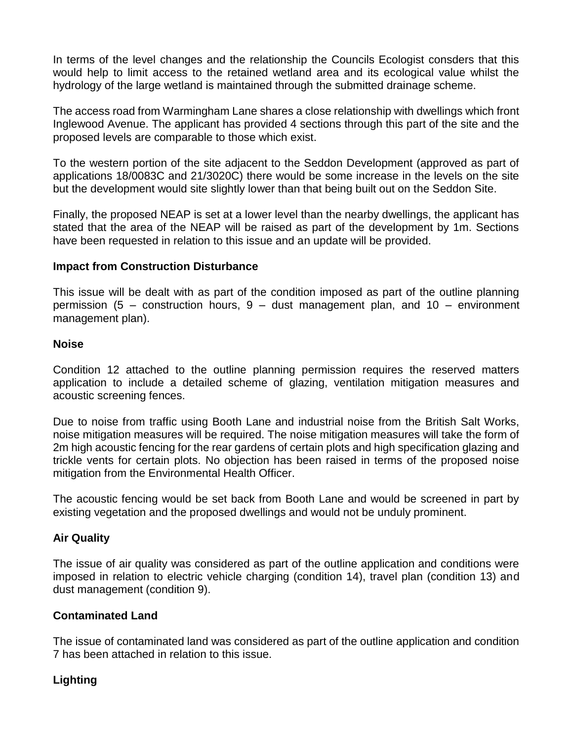In terms of the level changes and the relationship the Councils Ecologist consders that this would help to limit access to the retained wetland area and its ecological value whilst the hydrology of the large wetland is maintained through the submitted drainage scheme.

The access road from Warmingham Lane shares a close relationship with dwellings which front Inglewood Avenue. The applicant has provided 4 sections through this part of the site and the proposed levels are comparable to those which exist.

To the western portion of the site adjacent to the Seddon Development (approved as part of applications 18/0083C and 21/3020C) there would be some increase in the levels on the site but the development would site slightly lower than that being built out on the Seddon Site.

Finally, the proposed NEAP is set at a lower level than the nearby dwellings, the applicant has stated that the area of the NEAP will be raised as part of the development by 1m. Sections have been requested in relation to this issue and an update will be provided.

**Impact from Construction Disturbance**

This issue will be dealt with as part of the condition imposed as part of the outline planning permission (5 – construction hours, 9 – dust management plan, and 10 – environment management plan).

**Noise**

Condition 12 attached to the outline planning permission requires the reserved matters application to include a detailed scheme of glazing, ventilation mitigation measures and acoustic screening fences.

Due to noise from traffic using Booth Lane and industrial noise from the British Salt Works, noise mitigation measures will be required. The noise mitigation measures will take the form of 2m high acoustic fencing for the rear gardens of certain plots and high specification glazing and trickle vents for certain plots. No objection has been raised in terms of the proposed noise mitigation from the Environmental Health Officer.

The acoustic fencing would be set back from Booth Lane and would be screened in part by existing vegetation and the proposed dwellings and would not be unduly prominent.

**Air Quality**

The issue of air quality was considered as part of the outline application and conditions were imposed in relation to electric vehicle charging (condition 14), travel plan (condition 13) and dust management (condition 9).

**Contaminated Land**

The issue of contaminated land was considered as part of the outline application and condition 7 has been attached in relation to this issue.

**Lighting**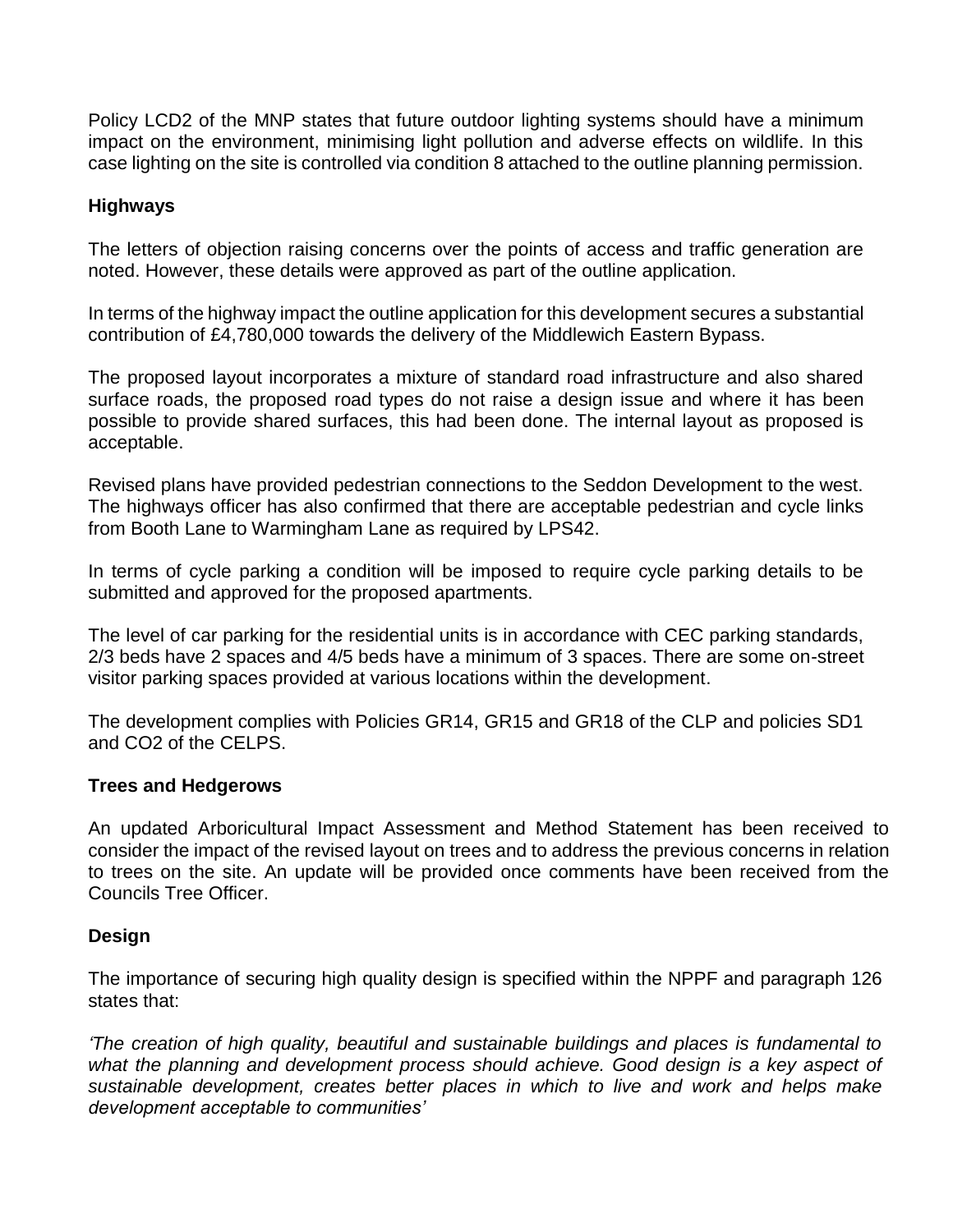Policy LCD2 of the MNP states that future outdoor lighting systems should have a minimum impact on the environment, minimising light pollution and adverse effects on wildlife. In this case lighting on the site is controlled via condition 8 attached to the outline planning permission.

**Highways**

The letters of objection raising concerns over the points of access and traffic generation are noted. However, these details were approved as part of the outline application.

In terms of the highway impact the outline application for this development secures a substantial contribution of £4,780,000 towards the delivery of the Middlewich Eastern Bypass.

The proposed layout incorporates a mixture of standard road infrastructure and also shared surface roads, the proposed road types do not raise a design issue and where it has been possible to provide shared surfaces, this had been done. The internal layout as proposed is acceptable.

Revised plans have provided pedestrian connections to the Seddon Development to the west. The highways officer has also confirmed that there are acceptable pedestrian and cycle links from Booth Lane to Warmingham Lane as required by LPS42.

In terms of cycle parking a condition will be imposed to require cycle parking details to be submitted and approved for the proposed apartments.

The level of car parking for the residential units is in accordance with CEC parking standards, 2/3 beds have 2 spaces and 4/5 beds have a minimum of 3 spaces. There are some on-street visitor parking spaces provided at various locations within the development.

The development complies with Policies GR14, GR15 and GR18 of the CLP and policies SD1 and CO2 of the CELPS.

**Trees and Hedgerows**

An updated Arboricultural Impact Assessment and Method Statement has been received to consider the impact of the revised layout on trees and to address the previous concerns in relation to trees on the site. An update will be provided once comments have been received from the Councils Tree Officer.

**Design**

The importance of securing high quality design is specified within the NPPF and paragraph 126 states that:

*'The creation of high quality, beautiful and sustainable buildings and places is fundamental to what the planning and development process should achieve. Good design is a key aspect of sustainable development, creates better places in which to live and work and helps make development acceptable to communities'*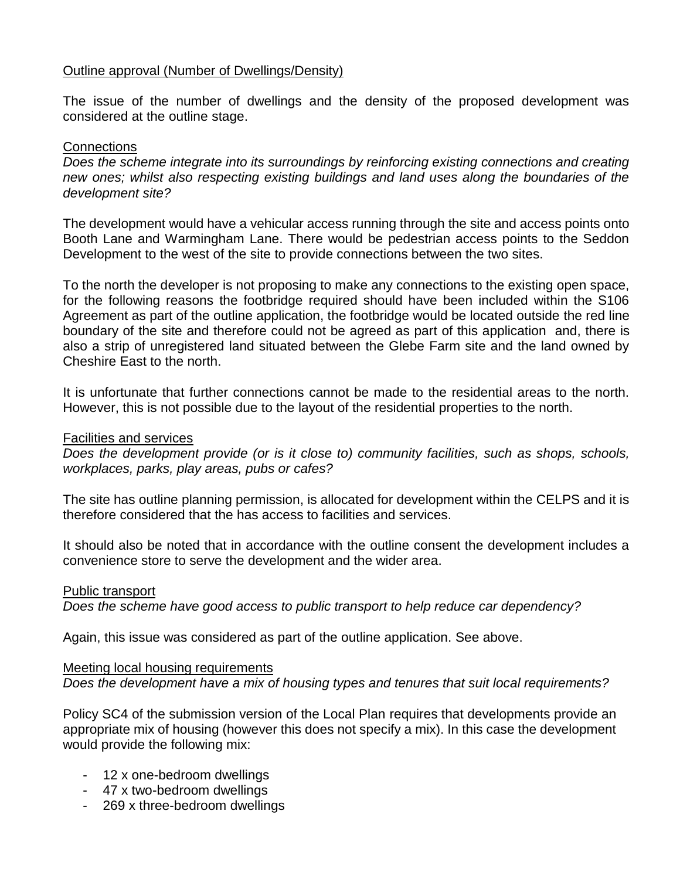Outline approval (Number of Dwellings/Density)

The issue of the number of dwellings and the density of the proposed development was considered at the outline stage.

Connections

*Does the scheme integrate into its surroundings by reinforcing existing connections and creating new ones; whilst also respecting existing buildings and land uses along the boundaries of the development site?*

The development would have a vehicular access running through the site and access points onto Booth Lane and Warmingham Lane. There would be pedestrian access points to the Seddon Development to the west of the site to provide connections between the two sites.

To the north the developer is not proposing to make any connections to the existing open space, for the following reasons the footbridge required should have been included within the S106 Agreement as part of the outline application, the footbridge would be located outside the red line boundary of the site and therefore could not be agreed as part of this application and, there is also a strip of unregistered land situated between the Glebe Farm site and the land owned by Cheshire East to the north.

It is unfortunate that further connections cannot be made to the residential areas to the north. However, this is not possible due to the layout of the residential properties to the north.

Facilities and services

*Does the development provide (or is it close to) community facilities, such as shops, schools, workplaces, parks, play areas, pubs or cafes?*

The site has outline planning permission, is allocated for development within the CELPS and it is therefore considered that the has access to facilities and services.

It should also be noted that in accordance with the outline consent the development includes a convenience store to serve the development and the wider area.

Public transport

*Does the scheme have good access to public transport to help reduce car dependency?*

Again, this issue was considered as part of the outline application. See above.

Meeting local housing requirements

*Does the development have a mix of housing types and tenures that suit local requirements?*

Policy SC4 of the submission version of the Local Plan requires that developments provide an appropriate mix of housing (however this does not specify a mix). In this case the development would provide the following mix:

- 12 x one-bedroom dwellings
- 47 x two-bedroom dwellings
- 269 x three-bedroom dwellings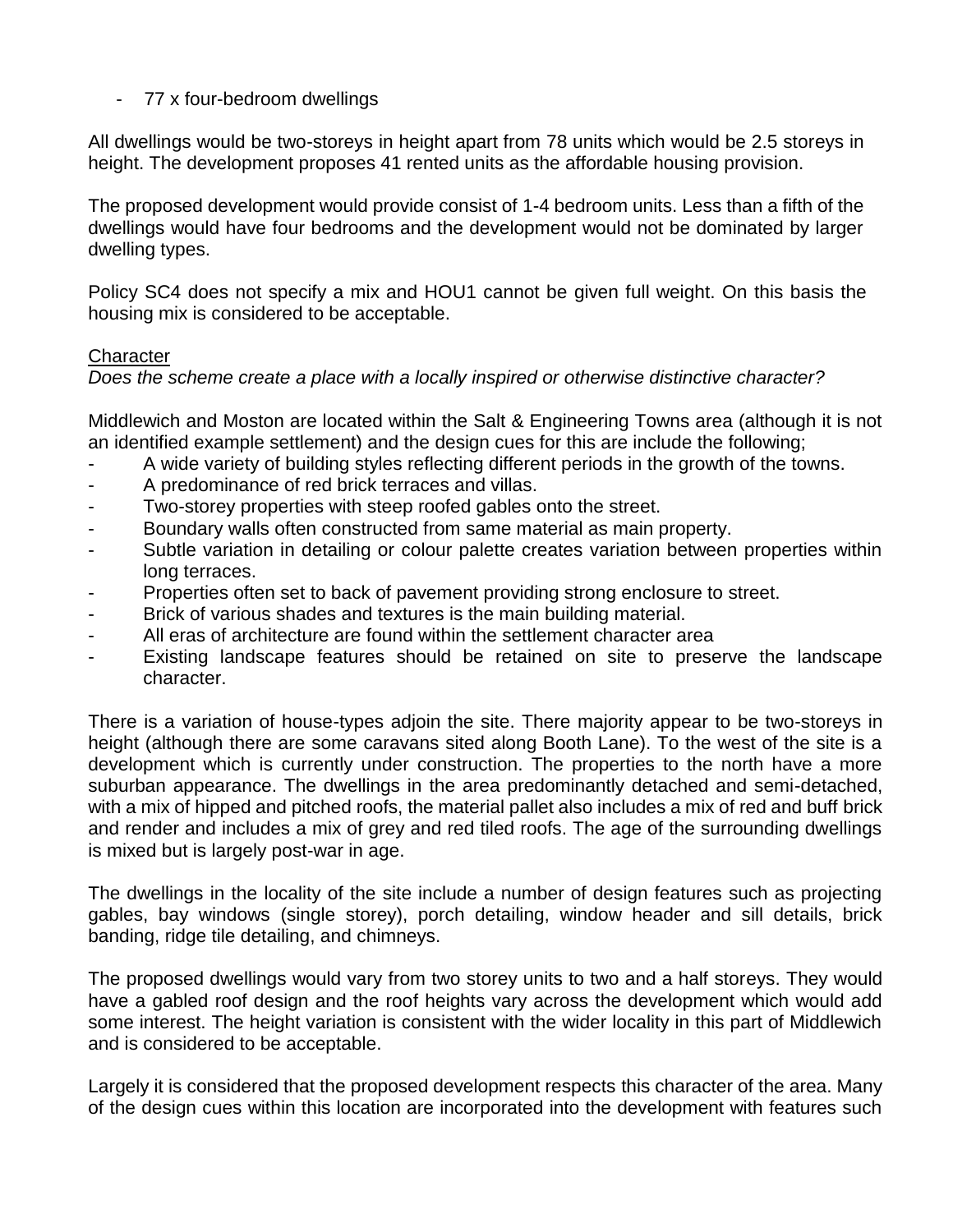- 77 x four-bedroom dwellings

All dwellings would be two-storeys in height apart from 78 units which would be 2.5 storeys in height. The development proposes 41 rented units as the affordable housing provision.

The proposed development would provide consist of 1-4 bedroom units. Less than a fifth of the dwellings would have four bedrooms and the development would not be dominated by larger dwelling types.

Policy SC4 does not specify a mix and HOU1 cannot be given full weight. On this basis the housing mix is considered to be acceptable.

Character

*Does the scheme create a place with a locally inspired or otherwise distinctive character?*

Middlewich and Moston are located within the Salt & Engineering Towns area (although it is not an identified example settlement) and the design cues for this are include the following;

- A wide variety of building styles reflecting different periods in the growth of the towns.
- A predominance of red brick terraces and villas.
- Two-storey properties with steep roofed gables onto the street.
- Boundary walls often constructed from same material as main property.
- Subtle variation in detailing or colour palette creates variation between properties within long terraces.
- Properties often set to back of pavement providing strong enclosure to street.
- Brick of various shades and textures is the main building material.
- All eras of architecture are found within the settlement character area
- Existing landscape features should be retained on site to preserve the landscape character.

There is a variation of house-types adjoin the site. There majority appear to be two-storeys in height (although there are some caravans sited along Booth Lane). To the west of the site is a development which is currently under construction. The properties to the north have a more suburban appearance. The dwellings in the area predominantly detached and semi-detached, with a mix of hipped and pitched roofs, the material pallet also includes a mix of red and buff brick and render and includes a mix of grey and red tiled roofs. The age of the surrounding dwellings is mixed but is largely post-war in age.

The dwellings in the locality of the site include a number of design features such as projecting gables, bay windows (single storey), porch detailing, window header and sill details, brick banding, ridge tile detailing, and chimneys.

The proposed dwellings would vary from two storey units to two and a half storeys. They would have a gabled roof design and the roof heights vary across the development which would add some interest. The height variation is consistent with the wider locality in this part of Middlewich and is considered to be acceptable.

Largely it is considered that the proposed development respects this character of the area. Many of the design cues within this location are incorporated into the development with features such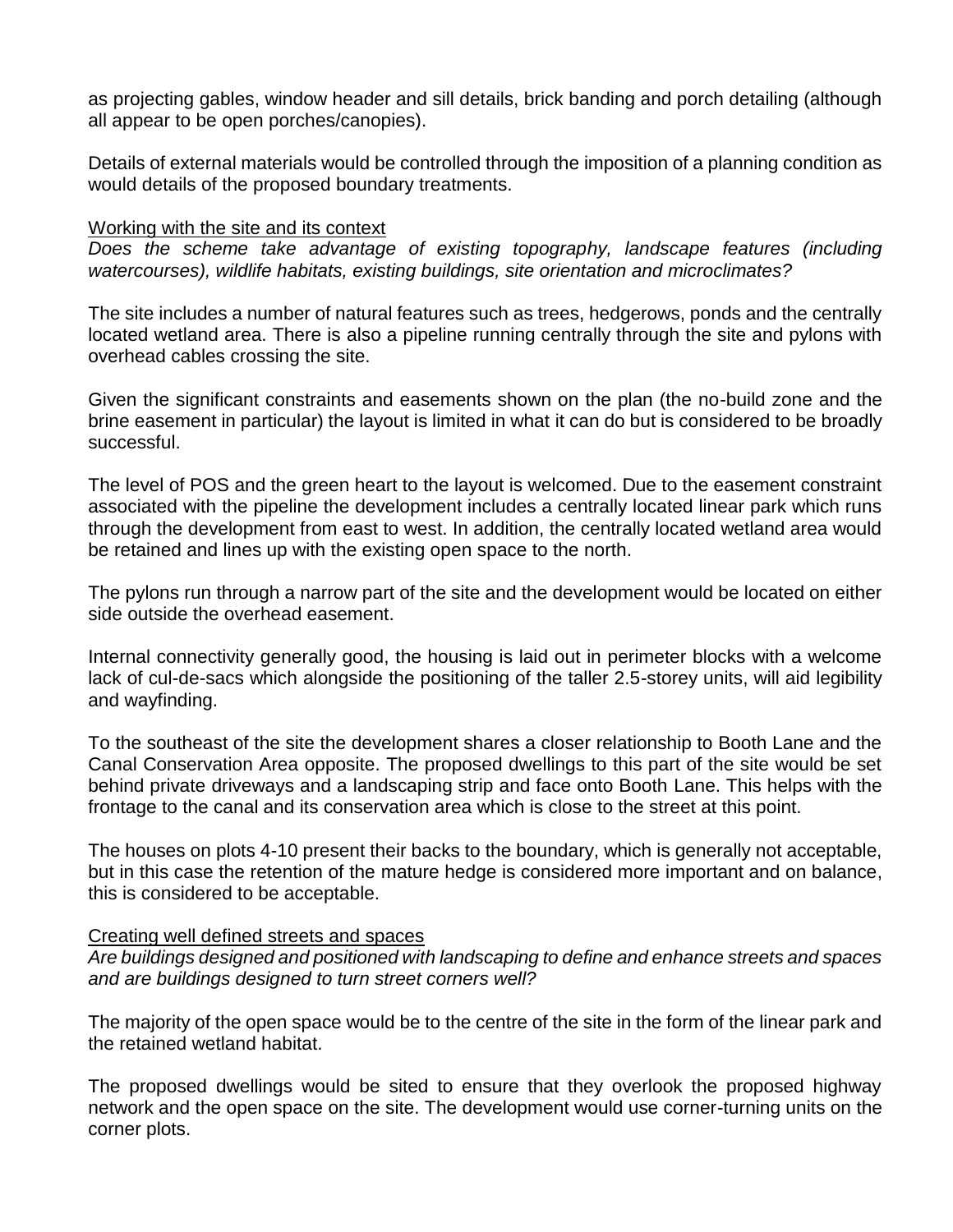as projecting gables, window header and sill details, brick banding and porch detailing (although all appear to be open porches/canopies).

Details of external materials would be controlled through the imposition of a planning condition as would details of the proposed boundary treatments.

Working with the site and its context

*Does the scheme take advantage of existing topography, landscape features (including watercourses), wildlife habitats, existing buildings, site orientation and microclimates?*

The site includes a number of natural features such as trees, hedgerows, ponds and the centrally located wetland area. There is also a pipeline running centrally through the site and pylons with overhead cables crossing the site.

Given the significant constraints and easements shown on the plan (the no-build zone and the brine easement in particular) the layout is limited in what it can do but is considered to be broadly successful.

The level of POS and the green heart to the layout is welcomed. Due to the easement constraint associated with the pipeline the development includes a centrally located linear park which runs through the development from east to west. In addition, the centrally located wetland area would be retained and lines up with the existing open space to the north.

The pylons run through a narrow part of the site and the development would be located on either side outside the overhead easement.

Internal connectivity generally good, the housing is laid out in perimeter blocks with a welcome lack of cul-de-sacs which alongside the positioning of the taller 2.5-storey units, will aid legibility and wayfinding.

To the southeast of the site the development shares a closer relationship to Booth Lane and the Canal Conservation Area opposite. The proposed dwellings to this part of the site would be set behind private driveways and a landscaping strip and face onto Booth Lane. This helps with the frontage to the canal and its conservation area which is close to the street at this point.

The houses on plots 4-10 present their backs to the boundary, which is generally not acceptable, but in this case the retention of the mature hedge is considered more important and on balance, this is considered to be acceptable.

Creating well defined streets and spaces

*Are buildings designed and positioned with landscaping to define and enhance streets and spaces and are buildings designed to turn street corners well?*

The majority of the open space would be to the centre of the site in the form of the linear park and the retained wetland habitat.

The proposed dwellings would be sited to ensure that they overlook the proposed highway network and the open space on the site. The development would use corner-turning units on the corner plots.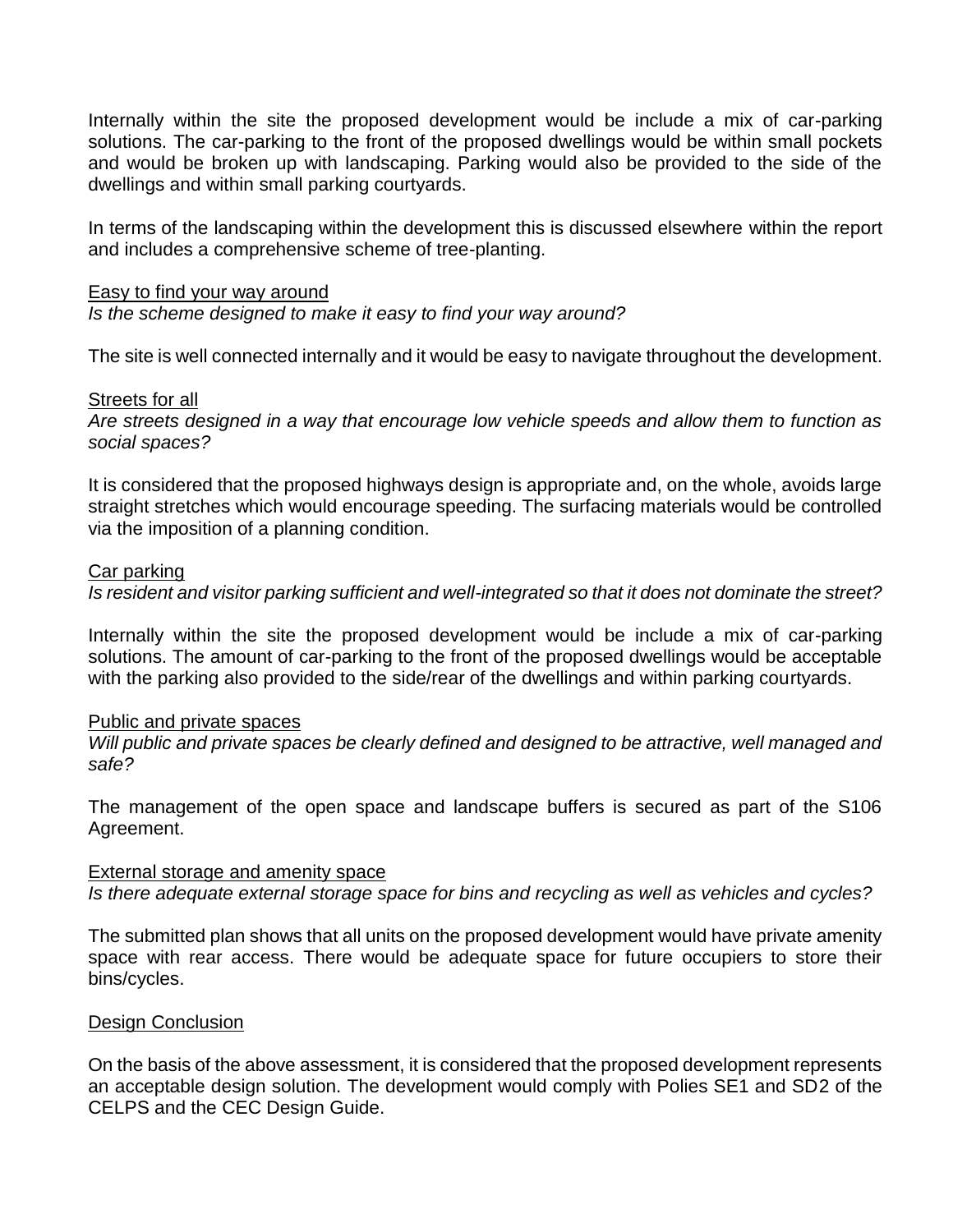Internally within the site the proposed development would be include a mix of car-parking solutions. The car-parking to the front of the proposed dwellings would be within small pockets and would be broken up with landscaping. Parking would also be provided to the side of the dwellings and within small parking courtyards.

In terms of the landscaping within the development this is discussed elsewhere within the report and includes a comprehensive scheme of tree-planting.

<u>Easy to find your way around</u>
*Is the scheme designed to make it easy to find your way around?*

The site is well connected internally and it would be easy to navigate throughout the development.

<u>Streets for all</u>
*Are streets designed in a way that encourage low vehicle speeds and allow them to function as social spaces?*

It is considered that the proposed highways design is appropriate and, on the whole, avoids large straight stretches which would encourage speeding. The surfacing materials would be controlled via the imposition of a planning condition.

<u>Car parking</u>
*Is resident and visitor parking sufficient and well-integrated so that it does not dominate the street?*

Internally within the site the proposed development would be include a mix of car-parking solutions. The amount of car-parking to the front of the proposed dwellings would be acceptable with the parking also provided to the side/rear of the dwellings and within parking courtyards.

<u>Public and private spaces</u>
*Will public and private spaces be clearly defined and designed to be attractive, well managed and safe?*

The management of the open space and landscape buffers is secured as part of the S106 Agreement.

<u>External storage and amenity space</u>
*Is there adequate external storage space for bins and recycling as well as vehicles and cycles?*

The submitted plan shows that all units on the proposed development would have private amenity space with rear access. There would be adequate space for future occupiers to store their bins/cycles.

<u>Design Conclusion</u>

On the basis of the above assessment, it is considered that the proposed development represents an acceptable design solution. The development would comply with Polies SE1 and SD2 of the CELPS and the CEC Design Guide.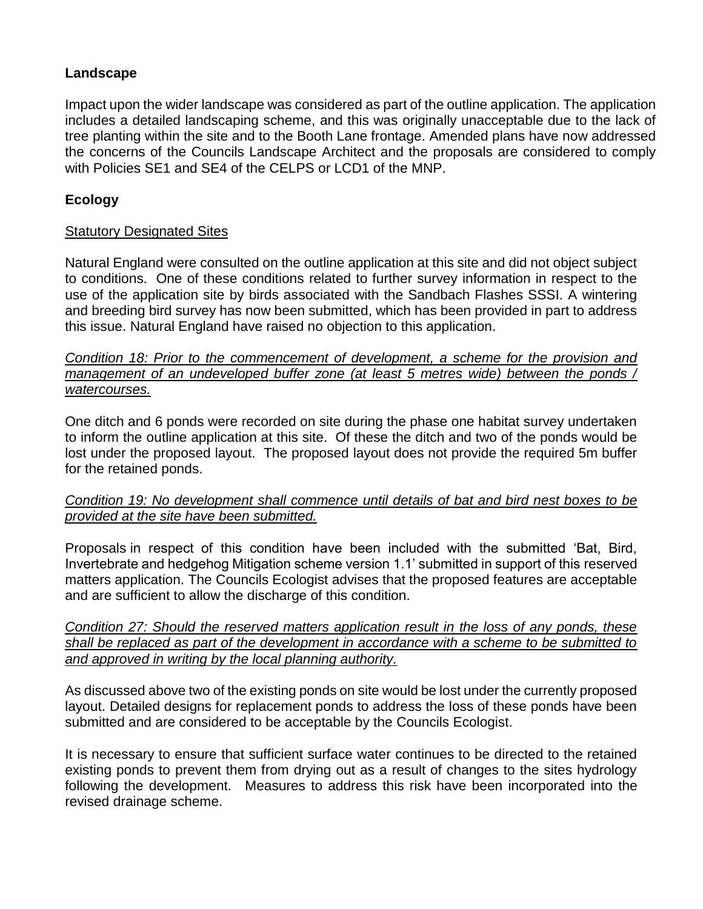**Landscape**

Impact upon the wider landscape was considered as part of the outline application. The application includes a detailed landscaping scheme, and this was originally unacceptable due to the lack of tree planting within the site and to the Booth Lane frontage. Amended plans have now addressed the concerns of the Councils Landscape Architect and the proposals are considered to comply with Policies SE1 and SE4 of the CELPS or LCD1 of the MNP.

**Ecology**

Statutory Designated Sites

Natural England were consulted on the outline application at this site and did not object subject to conditions. One of these conditions related to further survey information in respect to the use of the application site by birds associated with the Sandbach Flashes SSSI. A wintering and breeding bird survey has now been submitted, which has been provided in part to address this issue. Natural England have raised no objection to this application.

*Condition 18: Prior to the commencement of development, a scheme for the provision and management of an undeveloped buffer zone (at least 5 metres wide) between the ponds / watercourses.*

One ditch and 6 ponds were recorded on site during the phase one habitat survey undertaken to inform the outline application at this site. Of these the ditch and two of the ponds would be lost under the proposed layout. The proposed layout does not provide the required 5m buffer for the retained ponds.

*Condition 19: No development shall commence until details of bat and bird nest boxes to be provided at the site have been submitted.*

Proposals in respect of this condition have been included with the submitted 'Bat, Bird, Invertebrate and hedgehog Mitigation scheme version 1.1' submitted in support of this reserved matters application. The Councils Ecologist advises that the proposed features are acceptable and are sufficient to allow the discharge of this condition.

*Condition 27: Should the reserved matters application result in the loss of any ponds, these shall be replaced as part of the development in accordance with a scheme to be submitted to and approved in writing by the local planning authority.*

As discussed above two of the existing ponds on site would be lost under the currently proposed layout. Detailed designs for replacement ponds to address the loss of these ponds have been submitted and are considered to be acceptable by the Councils Ecologist.

It is necessary to ensure that sufficient surface water continues to be directed to the retained existing ponds to prevent them from drying out as a result of changes to the sites hydrology following the development. Measures to address this risk have been incorporated into the revised drainage scheme.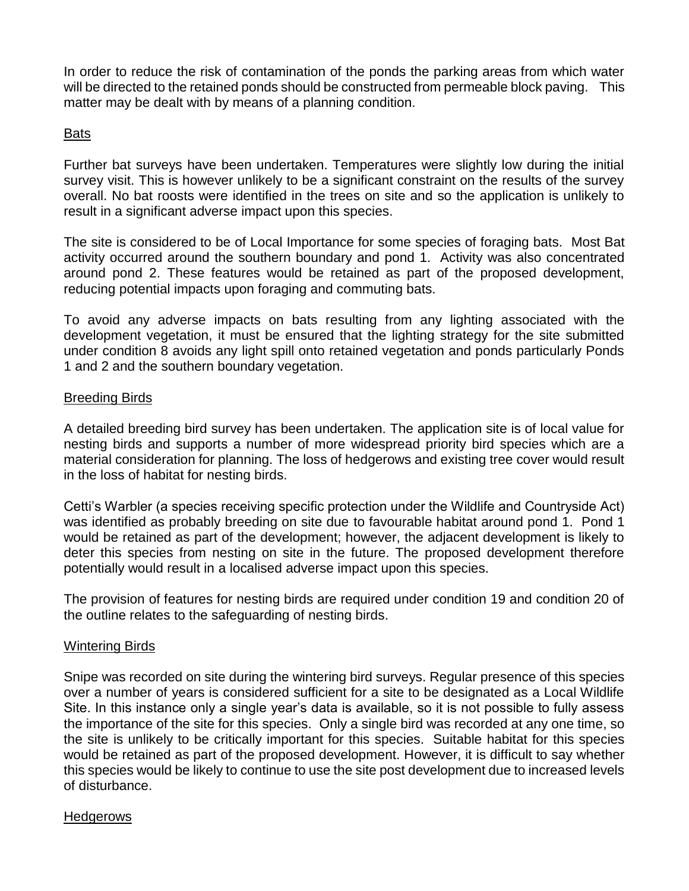In order to reduce the risk of contamination of the ponds the parking areas from which water will be directed to the retained ponds should be constructed from permeable block paving. This matter may be dealt with by means of a planning condition.

## Bats

Further bat surveys have been undertaken. Temperatures were slightly low during the initial survey visit. This is however unlikely to be a significant constraint on the results of the survey overall. No bat roosts were identified in the trees on site and so the application is unlikely to result in a significant adverse impact upon this species.

The site is considered to be of Local Importance for some species of foraging bats. Most Bat activity occurred around the southern boundary and pond 1. Activity was also concentrated around pond 2. These features would be retained as part of the proposed development, reducing potential impacts upon foraging and commuting bats.

To avoid any adverse impacts on bats resulting from any lighting associated with the development vegetation, it must be ensured that the lighting strategy for the site submitted under condition 8 avoids any light spill onto retained vegetation and ponds particularly Ponds 1 and 2 and the southern boundary vegetation.

## Breeding Birds

A detailed breeding bird survey has been undertaken. The application site is of local value for nesting birds and supports a number of more widespread priority bird species which are a material consideration for planning. The loss of hedgerows and existing tree cover would result in the loss of habitat for nesting birds.

Cetti's Warbler (a species receiving specific protection under the Wildlife and Countryside Act) was identified as probably breeding on site due to favourable habitat around pond 1. Pond 1 would be retained as part of the development; however, the adjacent development is likely to deter this species from nesting on site in the future. The proposed development therefore potentially would result in a localised adverse impact upon this species.

The provision of features for nesting birds are required under condition 19 and condition 20 of the outline relates to the safeguarding of nesting birds.

## Wintering Birds

Snipe was recorded on site during the wintering bird surveys. Regular presence of this species over a number of years is considered sufficient for a site to be designated as a Local Wildlife Site. In this instance only a single year's data is available, so it is not possible to fully assess the importance of the site for this species. Only a single bird was recorded at any one time, so the site is unlikely to be critically important for this species. Suitable habitat for this species would be retained as part of the proposed development. However, it is difficult to say whether this species would be likely to continue to use the site post development due to increased levels of disturbance.

## Hedgerows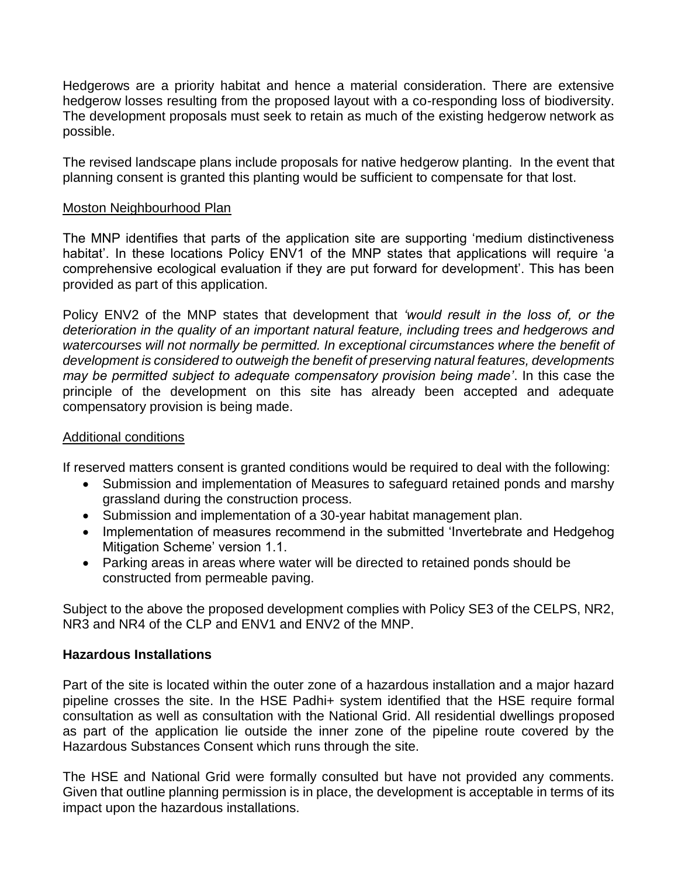Hedgerows are a priority habitat and hence a material consideration. There are extensive hedgerow losses resulting from the proposed layout with a co-responding loss of biodiversity. The development proposals must seek to retain as much of the existing hedgerow network as possible.

The revised landscape plans include proposals for native hedgerow planting. In the event that planning consent is granted this planting would be sufficient to compensate for that lost.

Moston Neighbourhood Plan

The MNP identifies that parts of the application site are supporting 'medium distinctiveness habitat'. In these locations Policy ENV1 of the MNP states that applications will require 'a comprehensive ecological evaluation if they are put forward for development'. This has been provided as part of this application.

Policy ENV2 of the MNP states that development that *'would result in the loss of, or the deterioration in the quality of an important natural feature, including trees and hedgerows and watercourses will not normally be permitted. In exceptional circumstances where the benefit of development is considered to outweigh the benefit of preserving natural features, developments may be permitted subject to adequate compensatory provision being made'*. In this case the principle of the development on this site has already been accepted and adequate compensatory provision is being made.

Additional conditions

If reserved matters consent is granted conditions would be required to deal with the following:

- Submission and implementation of Measures to safeguard retained ponds and marshy grassland during the construction process.
- Submission and implementation of a 30-year habitat management plan.
- Implementation of measures recommend in the submitted 'Invertebrate and Hedgehog Mitigation Scheme' version 1.1.
- Parking areas in areas where water will be directed to retained ponds should be constructed from permeable paving.

Subject to the above the proposed development complies with Policy SE3 of the CELPS, NR2, NR3 and NR4 of the CLP and ENV1 and ENV2 of the MNP.

**Hazardous Installations**

Part of the site is located within the outer zone of a hazardous installation and a major hazard pipeline crosses the site. In the HSE Padhi+ system identified that the HSE require formal consultation as well as consultation with the National Grid. All residential dwellings proposed as part of the application lie outside the inner zone of the pipeline route covered by the Hazardous Substances Consent which runs through the site.

The HSE and National Grid were formally consulted but have not provided any comments. Given that outline planning permission is in place, the development is acceptable in terms of its impact upon the hazardous installations.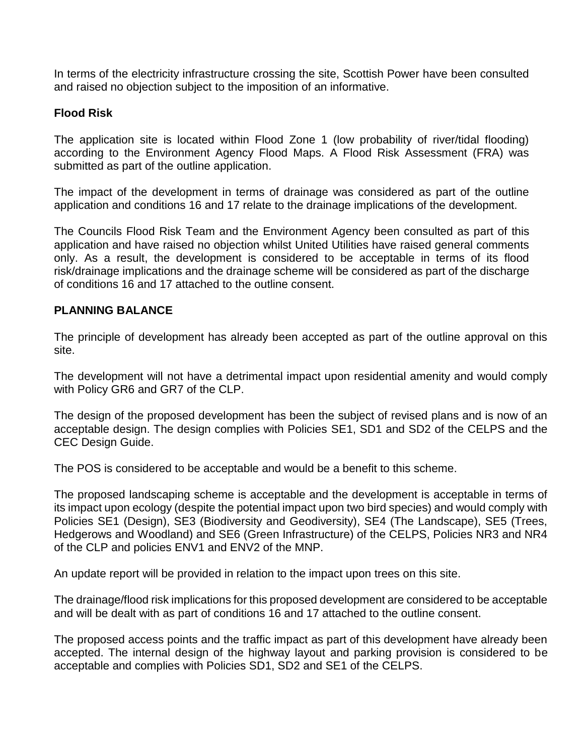In terms of the electricity infrastructure crossing the site, Scottish Power have been consulted and raised no objection subject to the imposition of an informative.

**Flood Risk**

The application site is located within Flood Zone 1 (low probability of river/tidal flooding) according to the Environment Agency Flood Maps. A Flood Risk Assessment (FRA) was submitted as part of the outline application.

The impact of the development in terms of drainage was considered as part of the outline application and conditions 16 and 17 relate to the drainage implications of the development.

The Councils Flood Risk Team and the Environment Agency been consulted as part of this application and have raised no objection whilst United Utilities have raised general comments only. As a result, the development is considered to be acceptable in terms of its flood risk/drainage implications and the drainage scheme will be considered as part of the discharge of conditions 16 and 17 attached to the outline consent.

**PLANNING BALANCE**

The principle of development has already been accepted as part of the outline approval on this site.

The development will not have a detrimental impact upon residential amenity and would comply with Policy GR6 and GR7 of the CLP.

The design of the proposed development has been the subject of revised plans and is now of an acceptable design. The design complies with Policies SE1, SD1 and SD2 of the CELPS and the CEC Design Guide.

The POS is considered to be acceptable and would be a benefit to this scheme.

The proposed landscaping scheme is acceptable and the development is acceptable in terms of its impact upon ecology (despite the potential impact upon two bird species) and would comply with Policies SE1 (Design), SE3 (Biodiversity and Geodiversity), SE4 (The Landscape), SE5 (Trees, Hedgerows and Woodland) and SE6 (Green Infrastructure) of the CELPS, Policies NR3 and NR4 of the CLP and policies ENV1 and ENV2 of the MNP.

An update report will be provided in relation to the impact upon trees on this site.

The drainage/flood risk implications for this proposed development are considered to be acceptable and will be dealt with as part of conditions 16 and 17 attached to the outline consent.

The proposed access points and the traffic impact as part of this development have already been accepted. The internal design of the highway layout and parking provision is considered to be acceptable and complies with Policies SD1, SD2 and SE1 of the CELPS.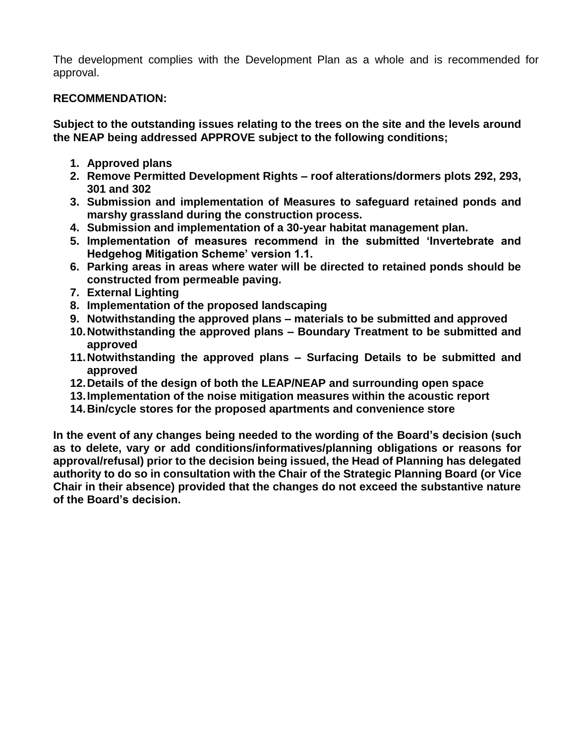The development complies with the Development Plan as a whole and is recommended for approval.

**RECOMMENDATION:**

**Subject to the outstanding issues relating to the trees on the site and the levels around the NEAP being addressed APPROVE subject to the following conditions;**

1. **Approved plans**
2. **Remove Permitted Development Rights – roof alterations/dormers plots 292, 293, 301 and 302**
3. **Submission and implementation of Measures to safeguard retained ponds and marshy grassland during the construction process.**
4. **Submission and implementation of a 30-year habitat management plan.**
5. **Implementation of measures recommend in the submitted 'Invertebrate and Hedgehog Mitigation Scheme' version 1.1.**
6. **Parking areas in areas where water will be directed to retained ponds should be constructed from permeable paving.**
7. **External Lighting**
8. **Implementation of the proposed landscaping**
9. **Notwithstanding the approved plans – materials to be submitted and approved**
10. **Notwithstanding the approved plans – Boundary Treatment to be submitted and approved**
11. **Notwithstanding the approved plans – Surfacing Details to be submitted and approved**
12. **Details of the design of both the LEAP/NEAP and surrounding open space**
13. **Implementation of the noise mitigation measures within the acoustic report**
14. **Bin/cycle stores for the proposed apartments and convenience store**

**In the event of any changes being needed to the wording of the Board's decision (such as to delete, vary or add conditions/informatives/planning obligations or reasons for approval/refusal) prior to the decision being issued, the Head of Planning has delegated authority to do so in consultation with the Chair of the Strategic Planning Board (or Vice Chair in their absence) provided that the changes do not exceed the substantive nature of the Board's decision.**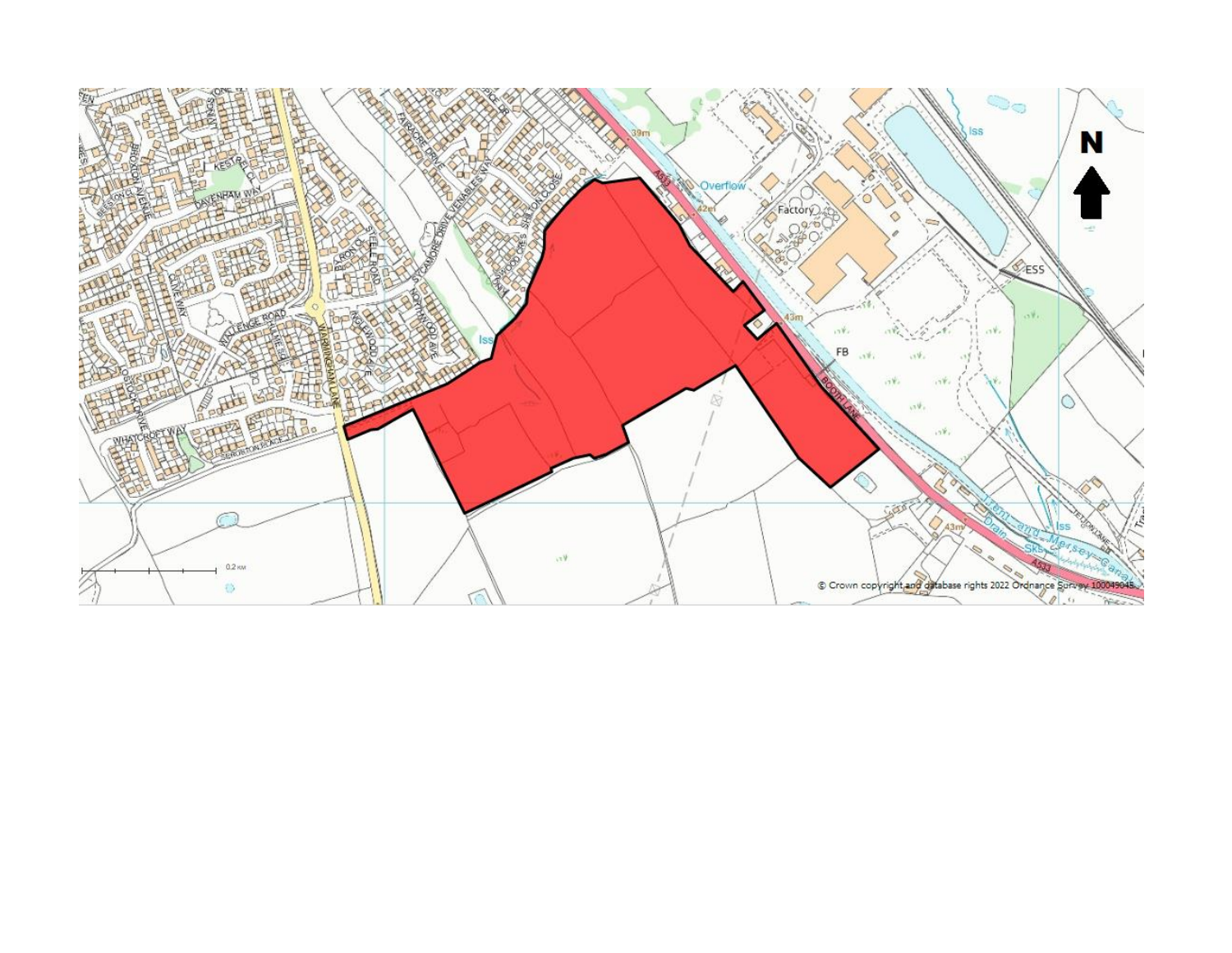N

0.2 KM

© Crown copyright and database rights 2022 Ordnance Survey 100049045